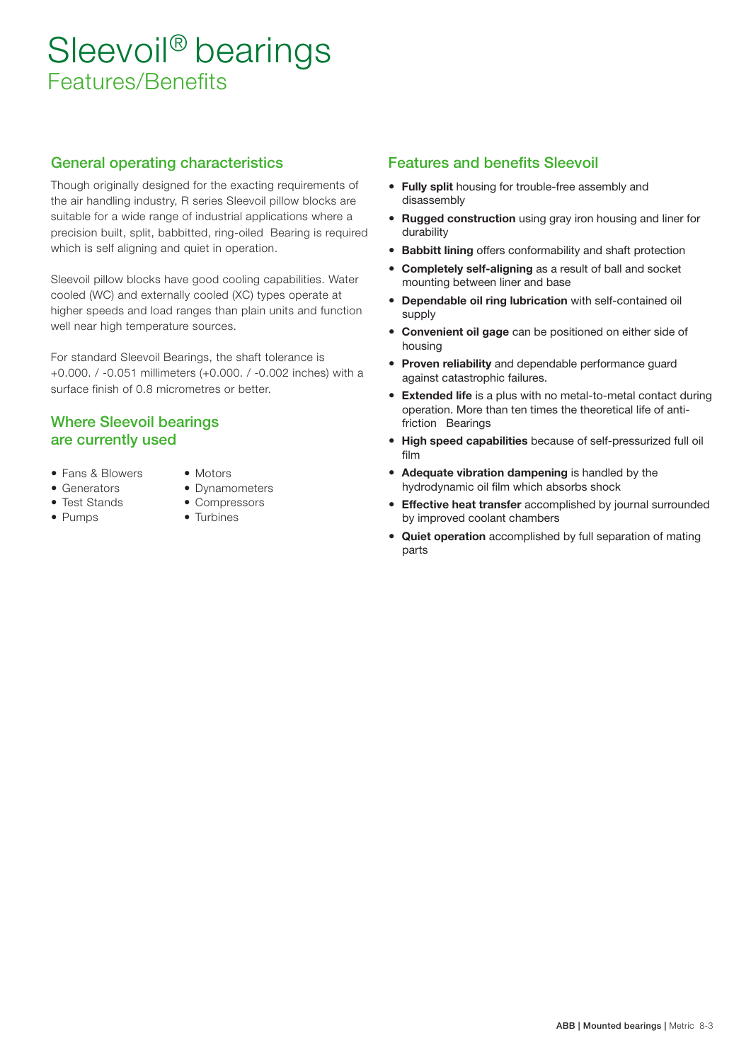# Sleevoil® bearings

## Features/Benefits

### General operating characteristics

Though originally designed for the exacting requirements of the air handling industry, R series Sleevoil pillow blocks are suitable for a wide range of industrial applications where a precision built, split, babbitted, ring-oiled Bearing is required which is self aligning and quiet in operation.

Sleevoil pillow blocks have good cooling capabilities. Water cooled (WC) and externally cooled (XC) types operate at higher speeds and load ranges than plain units and function well near high temperature sources.

For standard Sleevoil Bearings, the shaft tolerance is +0.000. / -0.051 millimeters (+0.000. / -0.002 inches) with a surface finish of 0.8 micrometres or better.

### Where Sleevoil bearings are currently used

- Fans & Blowers
- Generators
- Test Stands
- Pumps
- Motors
- Dynamometers
- Compressors
- Turbines

### Features and benefits Sleevoil

- **Fully split** housing for trouble-free assembly and disassembly
- **Rugged construction** using gray iron housing and liner for durability
- **Babbitt lining** offers conformability and shaft protection
- **Completely self-aligning** as a result of ball and socket mounting between liner and base
- **Dependable oil ring lubrication** with self-contained oil supply
- **Convenient oil gage** can be positioned on either side of housing
- **Proven reliability** and dependable performance guard against catastrophic failures.
- **Extended life** is a plus with no metal-to-metal contact during operation. More than ten times the theoretical life of anti-friction Bearings
- **High speed capabilities** because of self-pressurized full oil film
- **Adequate vibration dampening** is handled by the hydrodynamic oil film which absorbs shock
- **Effective heat transfer** accomplished by journal surrounded by improved coolant chambers
- **Quiet operation** accomplished by full separation of mating parts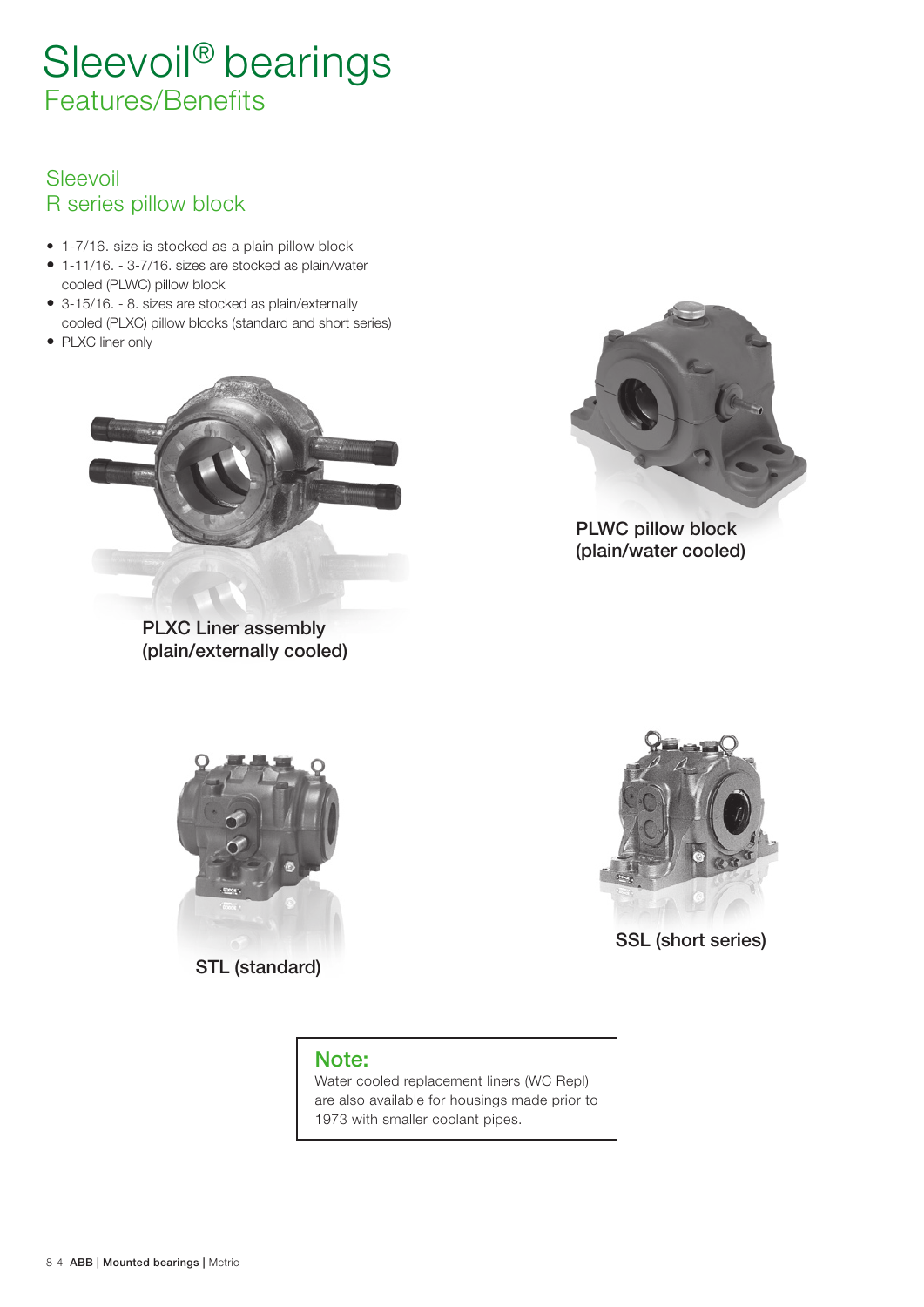# Sleevoil® bearings
## Features/Benefits

### Sleevoil
### R series pillow block

- 1-7/16. size is stocked as a plain pillow block
- 1-11/16. - 3-7/16. sizes are stocked as plain/water cooled (PLWC) pillow block
- 3-15/16. - 8. sizes are stocked as plain/externally cooled (PLXC) pillow blocks (standard and short series)
- PLXC liner only

PLXC Liner assembly (plain/externally cooled)

PLWC pillow block (plain/water cooled)

STL (standard)

SSL (short series)

**Note:**
Water cooled replacement liners (WC Repl) are also available for housings made prior to 1973 with smaller coolant pipes.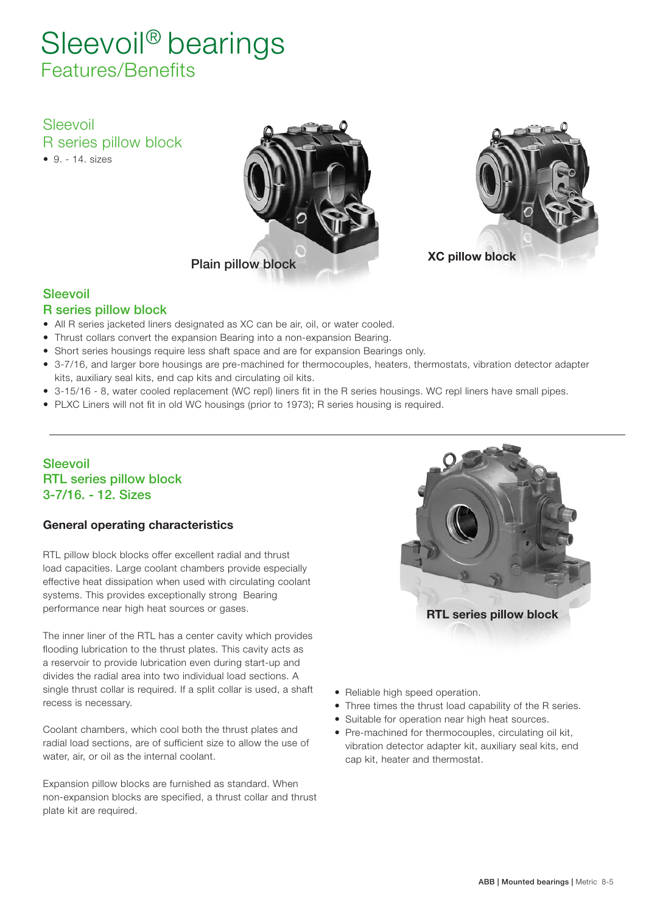# Sleevoil® bearings

## Features/Benefits

### Sleevoil
### R series pillow block

- 9. - 14. sizes

Plain pillow block

XC pillow block

### Sleevoil
### R series pillow block

- All R series jacketed liners designated as XC can be air, oil, or water cooled.
- Thrust collars convert the expansion Bearing into a non-expansion Bearing.
- Short series housings require less shaft space and are for expansion Bearings only.
- 3-7/16, and larger bore housings are pre-machined for thermocouples, heaters, thermostats, vibration detector adapter kits, auxiliary seal kits, end cap kits and circulating oil kits.
- 3-15/16 - 8, water cooled replacement (WC repl) liners fit in the R series housings. WC repl liners have small pipes.
- PLXC Liners will not fit in old WC housings (prior to 1973); R series housing is required.

---

### Sleevoil
### RTL series pillow block
### 3-7/16. - 12. Sizes

#### General operating characteristics

RTL pillow block blocks offer excellent radial and thrust load capacities. Large coolant chambers provide especially effective heat dissipation when used with circulating coolant systems. This provides exceptionally strong Bearing performance near high heat sources or gases.

The inner liner of the RTL has a center cavity which provides flooding lubrication to the thrust plates. This cavity acts as a reservoir to provide lubrication even during start-up and divides the radial area into two individual load sections. A single thrust collar is required. If a split collar is used, a shaft recess is necessary.

Coolant chambers, which cool both the thrust plates and radial load sections, are of sufficient size to allow the use of water, air, or oil as the internal coolant.

Expansion pillow blocks are furnished as standard. When non-expansion blocks are specified, a thrust collar and thrust plate kit are required.

RTL series pillow block

- Reliable high speed operation.
- Three times the thrust load capability of the R series.
- Suitable for operation near high heat sources.
- Pre-machined for thermocouples, circulating oil kit, vibration detector adapter kit, auxiliary seal kits, end cap kit, heater and thermostat.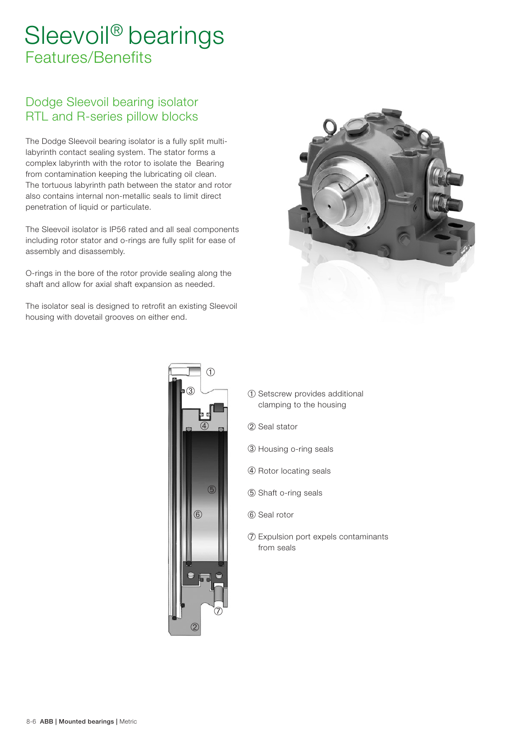# Sleevoil® bearings
## Features/Benefits

### Dodge Sleevoil bearing isolator RTL and R-series pillow blocks

The Dodge Sleevoil bearing isolator is a fully split multi-labyrinth contact sealing system. The stator forms a complex labyrinth with the rotor to isolate the Bearing from contamination keeping the lubricating oil clean. The tortuous labyrinth path between the stator and rotor also contains internal non-metallic seals to limit direct penetration of liquid or particulate.

The Sleevoil isolator is IP56 rated and all seal components including rotor stator and o-rings are fully split for ease of assembly and disassembly.

O-rings in the bore of the rotor provide sealing along the shaft and allow for axial shaft expansion as needed.

The isolator seal is designed to retrofit an existing Sleevoil housing with dovetail grooves on either end.

① Setscrew provides additional clamping to the housing

② Seal stator

③ Housing o-ring seals

④ Rotor locating seals

⑤ Shaft o-ring seals

⑥ Seal rotor

⑦ Expulsion port expels contaminants from seals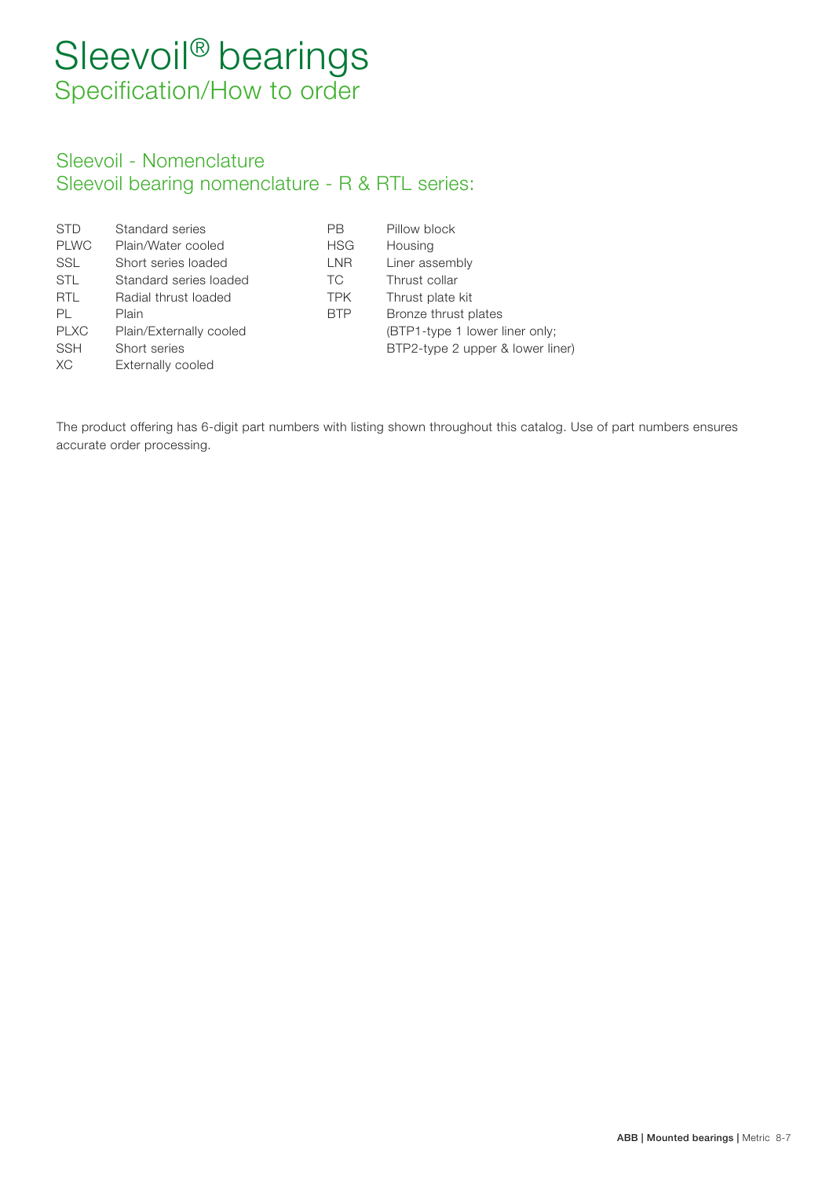# Sleevoil® bearings

## Specification/How to order

### Sleevoil - Nomenclature
### Sleevoil bearing nomenclature - R & RTL series:

| | | | |
|---|---|---|---|
| STD | Standard series | PB | Pillow block |
| PLWC | Plain/Water cooled | HSG | Housing |
| SSL | Short series loaded | LNR | Liner assembly |
| STL | Standard series loaded | TC | Thrust collar |
| RTL | Radial thrust loaded | TPK | Thrust plate kit |
| PL | Plain | BTP | Bronze thrust plates |
| PLXC | Plain/Externally cooled | | (BTP1-type 1 lower liner only; |
| SSH | Short series | | BTP2-type 2 upper & lower liner) |
| XC | Externally cooled | | |

The product offering has 6-digit part numbers with listing shown throughout this catalog. Use of part numbers ensures accurate order processing.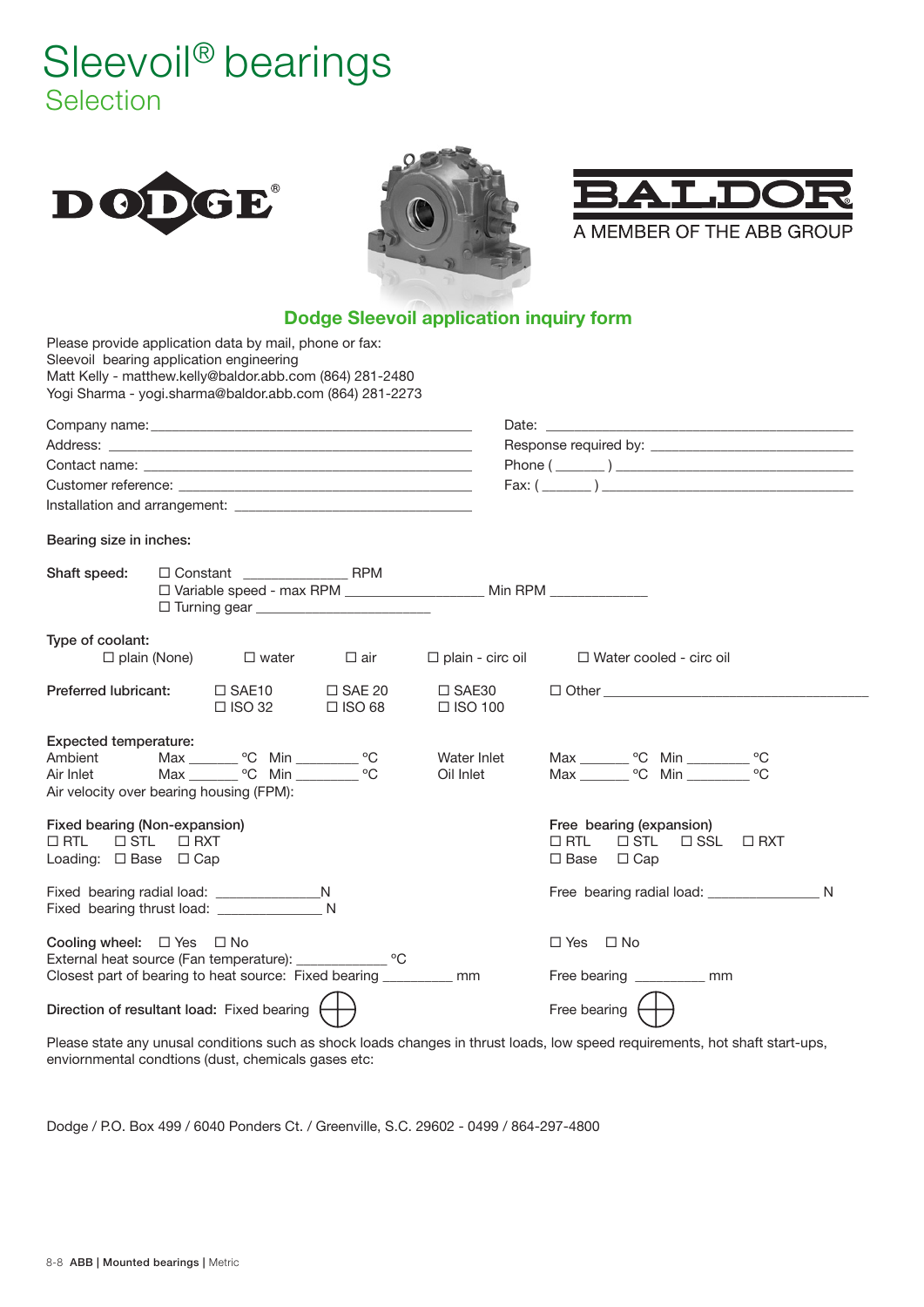# Sleevoil® bearings

## Selection

DODGE®

BALDOR
A MEMBER OF THE ABB GROUP

### Dodge Sleevoil application inquiry form

Please provide application data by mail, phone or fax:
Sleevoil bearing application engineering
Matt Kelly - matthew.kelly@baldor.abb.com (864) 281-2480
Yogi Sharma - yogi.sharma@baldor.abb.com (864) 281-2273

Company name: ____________________
Address: ____________________
Contact name: ____________________
Customer reference: ____________________
Installation and arrangement: ____________________

Date: ____________________
Response required by: ____________________
Phone ( _______ ) ____________________
Fax: ( _______ ) ____________________

**Bearing size in inches:**

**Shaft speed:**
☐ Constant ______________ RPM
☐ Variable speed - max RPM ______________ Min RPM ______________
☐ Turning gear ______________

**Type of coolant:**
☐ plain (None) ☐ water ☐ air ☐ plain - circ oil ☐ Water cooled - circ oil

**Preferred lubricant:**
☐ SAE10 ☐ SAE 20 ☐ SAE30 ☐ Other ______________
☐ ISO 32 ☐ ISO 68 ☐ ISO 100

**Expected temperature:**
Ambient Max _______ °C Min ________ °C
Air Inlet Max _______ °C Min ________ °C
Water Inlet Max _______ °C Min ________ °C
Oil Inlet Max _______ °C Min ________ °C
Air velocity over bearing housing (FPM):

**Fixed bearing (Non-expansion)**
☐ RTL ☐ STL ☐ RXT
Loading: ☐ Base ☐ Cap

**Free bearing (expansion)**
☐ RTL ☐ STL ☐ SSL ☐ RXT
☐ Base ☐ Cap

Fixed bearing radial load: ______________ N
Fixed bearing thrust load: ______________ N

Free bearing radial load: ______________ N

**Cooling wheel:** ☐ Yes ☐ No (Fixed bearing) ☐ Yes ☐ No (Free bearing)
External heat source (Fan temperature): ______________ °C
Closest part of bearing to heat source: Fixed bearing __________ mm Free bearing __________ mm

**Direction of resultant load:** Fixed bearing ⊕ Free bearing ⊕

Please state any unusal conditions such as shock loads changes in thrust loads, low speed requirements, hot shaft start-ups, enviornmental condtions (dust, chemicals gases etc:

Dodge / P.O. Box 499 / 6040 Ponders Ct. / Greenville, S.C. 29602 - 0499 / 864-297-4800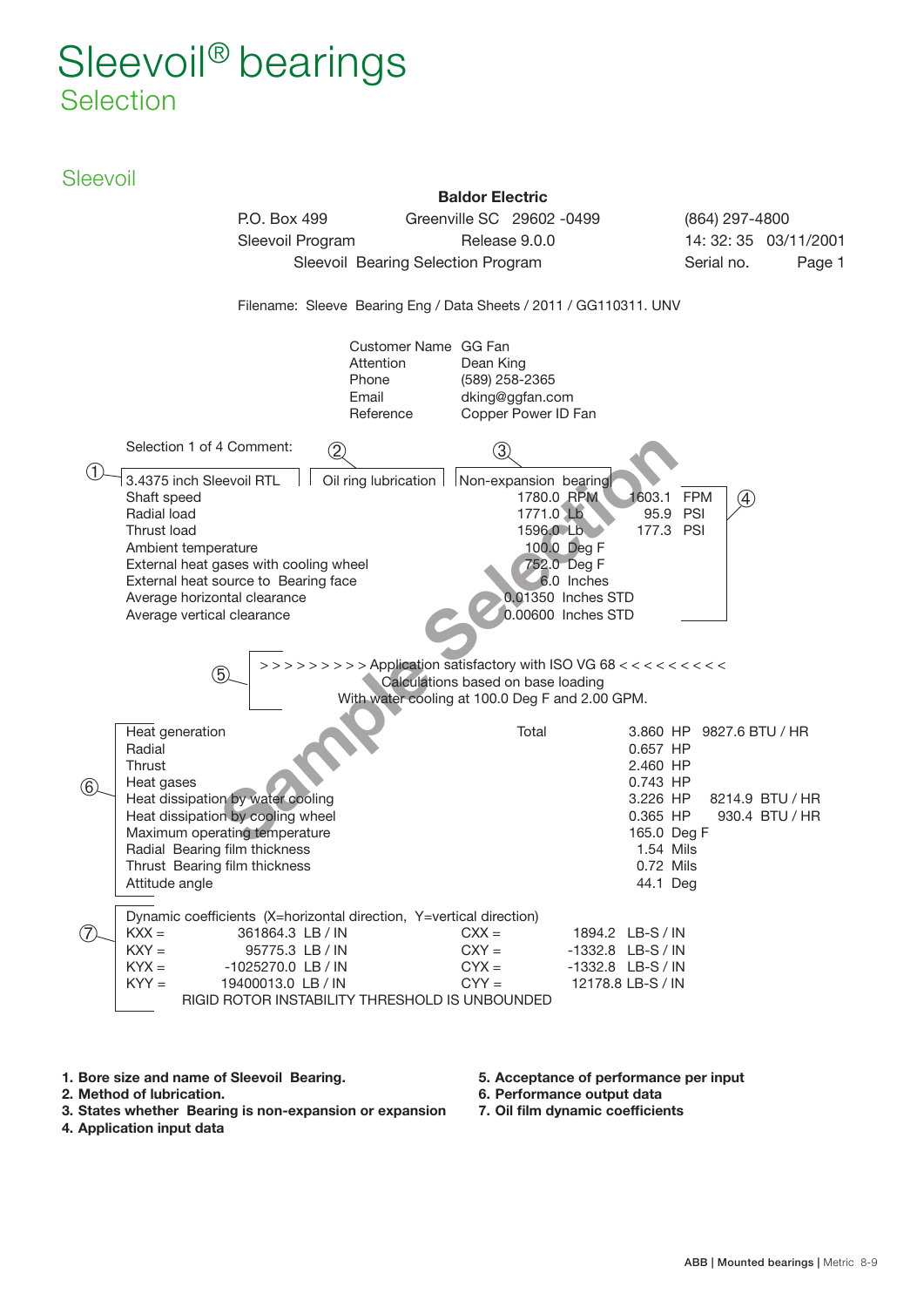# Sleevoil® bearings
## Selection

### Sleevoil

**Baldor Electric**

P.O. Box 499 Greenville SC 29602 -0499 (864) 297-4800
Sleevoil Program Release 9.0.0 14: 32: 35 03/11/2001
Sleevoil Bearing Selection Program Serial no. Page 1

Filename: Sleeve Bearing Eng / Data Sheets / 2011 / GG110311. UNV

| | |
|---|---|
| Customer Name | GG Fan |
| Attention | Dean King |
| Phone | (589) 258-2365 |
| Email | dking@ggfan.com |
| Reference | Copper Power ID Fan |

Selection 1 of 4 Comment:

① 3.4375 inch Sleevoil RTL ② Oil ring lubrication ③ Non-expansion bearing

④

| | | |
|---|---|---|
| Shaft speed | 1780.0 RPM | 1603.1 FPM |
| Radial load | 1771.0 Lb | 95.9 PSI |
| Thrust load | 1596.0 Lb | 177.3 PSI |
| Ambient temperature | 100.0 Deg F | |
| External heat gases with cooling wheel | 752.0 Deg F | |
| External heat source to Bearing face | 6.0 Inches | |
| Average horizontal clearance | 0.01350 Inches STD | |
| Average vertical clearance | 0.00600 Inches STD | |

⑤ > > > > > > > > > Application satisfactory with ISO VG 68 < < < < < < < < <
Calculations based on base loading
With water cooling at 100.0 Deg F and 2.00 GPM.

⑥

| | | | |
|---|---|---|---|
| Heat generation | Total | 3.860 HP | 9827.6 BTU / HR |
| Radial | | 0.657 HP | |
| Thrust | | 2.460 HP | |
| Heat gases | | 0.743 HP | |
| Heat dissipation by water cooling | | 3.226 HP | 8214.9 BTU / HR |
| Heat dissipation by cooling wheel | | 0.365 HP | 930.4 BTU / HR |
| Maximum operating temperature | | 165.0 Deg F | |
| Radial Bearing film thickness | | 1.54 Mils | |
| Thrust Bearing film thickness | | 0.72 Mils | |
| Attitude angle | | 44.1 Deg | |

⑦ Dynamic coefficients (X=horizontal direction, Y=vertical direction)

| | | | |
|---|---|---|---|
| KXX = | 361864.3 LB / IN | CXX = | 1894.2 LB-S / IN |
| KXY = | 95775.3 LB / IN | CXY = | -1332.8 LB-S / IN |
| KYX = | -1025270.0 LB / IN | CYX = | -1332.8 LB-S / IN |
| KYY = | 19400013.0 LB / IN | CYY = | 12178.8 LB-S / IN |

RIGID ROTOR INSTABILITY THRESHOLD IS UNBOUNDED

**1. Bore size and name of Sleevoil Bearing.**
**2. Method of lubrication.**
**3. States whether Bearing is non-expansion or expansion**
**4. Application input data**
**5. Acceptance of performance per input**
**6. Performance output data**
**7. Oil film dynamic coefficients**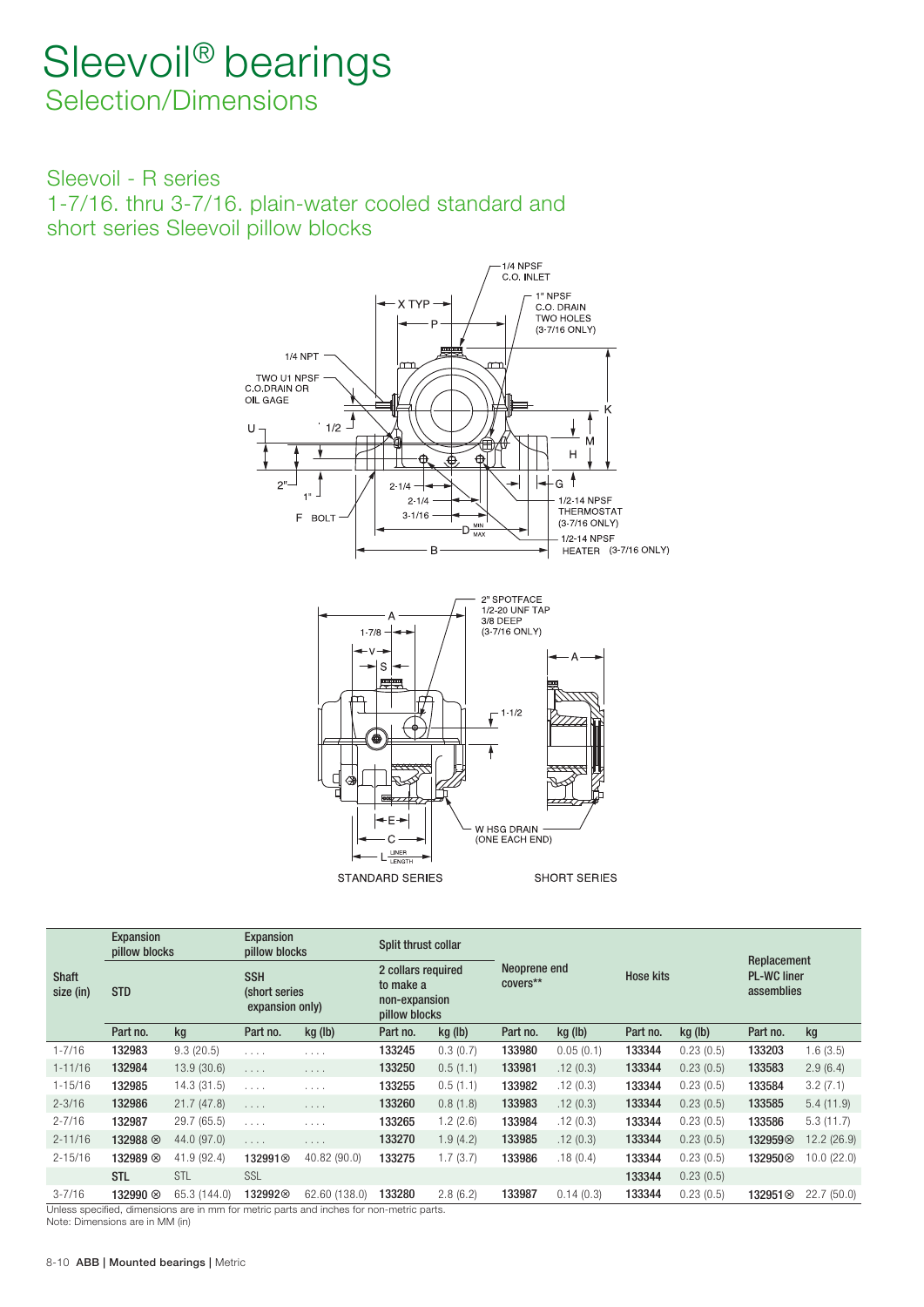# Sleevoil® bearings

## Selection/Dimensions

### Sleevoil - R series

### 1-7/16. thru 3-7/16. plain-water cooled standard and short series Sleevoil pillow blocks

| Shaft size (in) | Expansion pillow blocks | | Expansion pillow blocks | | Split thrust collar | | Neoprene end covers** | | Hose kits | | Replacement PL-WC liner assemblies | |
|---|---|---|---|---|---|---|---|---|---|---|---|---|
| | STD | | SSH (short series expansion only) | | 2 collars required to make a non-expansion pillow blocks | | | | | | | |
| | Part no. | kg | Part no. | kg (lb) | Part no. | kg (lb) | Part no. | kg (lb) | Part no. | kg (lb) | Part no. | kg |
| 1-7/16 | 132983 | 9.3 (20.5) | .... | .... | 133245 | 0.3 (0.7) | 133980 | 0.05 (0.1) | 133344 | 0.23 (0.5) | 133203 | 1.6 (3.5) |
| 1-11/16 | 132984 | 13.9 (30.6) | .... | .... | 133250 | 0.5 (1.1) | 133981 | .12 (0.3) | 133344 | 0.23 (0.5) | 133583 | 2.9 (6.4) |
| 1-15/16 | 132985 | 14.3 (31.5) | .... | .... | 133255 | 0.5 (1.1) | 133982 | .12 (0.3) | 133344 | 0.23 (0.5) | 133584 | 3.2 (7.1) |
| 2-3/16 | 132986 | 21.7 (47.8) | .... | .... | 133260 | 0.8 (1.8) | 133983 | .12 (0.3) | 133344 | 0.23 (0.5) | 133585 | 5.4 (11.9) |
| 2-7/16 | 132987 | 29.7 (65.5) | .... | .... | 133265 | 1.2 (2.6) | 133984 | .12 (0.3) | 133344 | 0.23 (0.5) | 133586 | 5.3 (11.7) |
| 2-11/16 | 132988 ⊗ | 44.0 (97.0) | .... | .... | 133270 | 1.9 (4.2) | 133985 | .12 (0.3) | 133344 | 0.23 (0.5) | 132959⊗ | 12.2 (26.9) |
| 2-15/16 | 132989 ⊗ | 41.9 (92.4) | 132991⊗ | 40.82 (90.0) | 133275 | 1.7 (3.7) | 133986 | .18 (0.4) | 133344 | 0.23 (0.5) | 132950⊗ | 10.0 (22.0) |
| | STL | STL | SSL | | | | | | 133344 | 0.23 (0.5) | | |
| 3-7/16 | 132990 ⊗ | 65.3 (144.0) | 132992⊗ | 62.60 (138.0) | 133280 | 2.8 (6.2) | 133987 | 0.14 (0.3) | 133344 | 0.23 (0.5) | 132951⊗ | 22.7 (50.0) |

Unless specified, dimensions are in mm for metric parts and inches for non-metric parts.

Note: Dimensions are in MM (in)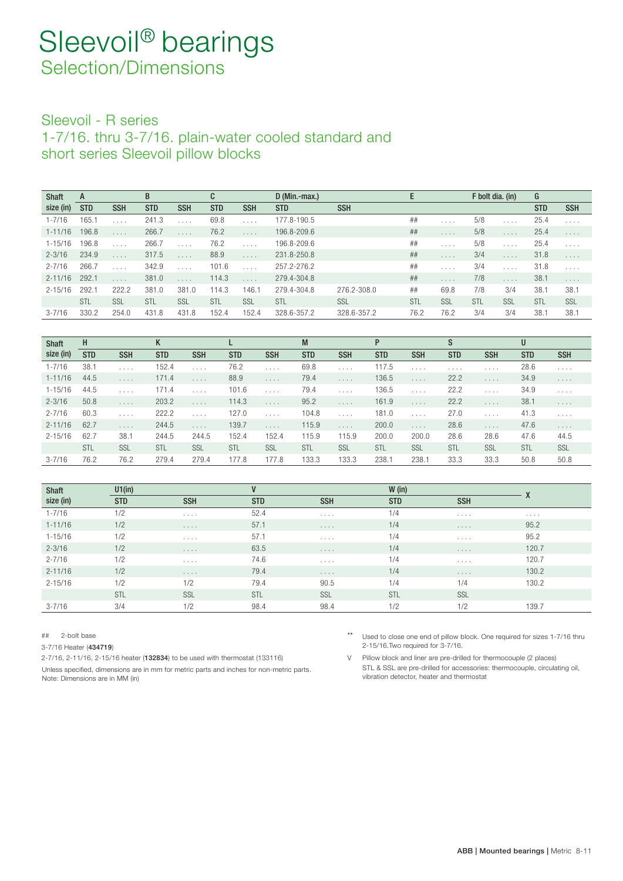# Sleevoil® bearings

## Selection/Dimensions

### Sleevoil - R series

### 1-7/16. thru 3-7/16. plain-water cooled standard and short series Sleevoil pillow blocks

| Shaft | A | | B | | C | | D (Min.-max.) | | E | | F bolt dia. (in) | | G | |
|---|---|---|---|---|---|---|---|---|---|---|---|---|---|---|
| size (in) | STD | SSH | STD | SSH | STD | SSH | STD | SSH | | | | | STD | SSH |
| 1-7/16 | 165.1 | . . . . | 241.3 | . . . . | 69.8 | . . . . | 177.8-190.5 | | ## | . . . . | 5/8 | . . . . | 25.4 | . . . . |
| 1-11/16 | 196.8 | . . . . | 266.7 | . . . . | 76.2 | . . . . | 196.8-209.6 | | ## | . . . . | 5/8 | . . . . | 25.4 | . . . . |
| 1-15/16 | 196.8 | . . . . | 266.7 | . . . . | 76.2 | . . . . | 196.8-209.6 | | ## | . . . . | 5/8 | . . . . | 25.4 | . . . . |
| 2-3/16 | 234.9 | . . . . | 317.5 | . . . . | 88.9 | . . . . | 231.8-250.8 | | ## | . . . . | 3/4 | . . . . | 31.8 | . . . . |
| 2-7/16 | 266.7 | . . . . | 342.9 | . . . . | 101.6 | . . . . | 257.2-276.2 | | ## | . . . . | 3/4 | . . . . | 31.8 | . . . . |
| 2-11/16 | 292.1 | . . . . | 381.0 | . . . . | 114.3 | . . . . | 279.4-304.8 | | ## | . . . . | 7/8 | . . . . | 38.1 | . . . . |
| 2-15/16 | 292.1 | 222.2 | 381.0 | 381.0 | 114.3 | 146.1 | 279.4-304.8 | 276.2-308.0 | ## | 69.8 | 7/8 | 3/4 | 38.1 | 38.1 |
| | STL | SSL | STL | SSL | STL | SSL | STL | SSL | STL | SSL | STL | SSL | STL | SSL |
| 3-7/16 | 330.2 | 254.0 | 431.8 | 431.8 | 152.4 | 152.4 | 328.6-357.2 | 328.6-357.2 | 76.2 | 76.2 | 3/4 | 3/4 | 38.1 | 38.1 |

| Shaft | H | | K | | L | | M | | P | | S | | U | |
|---|---|---|---|---|---|---|---|---|---|---|---|---|---|---|
| size (in) | STD | SSH | STD | SSH | STD | SSH | STD | SSH | STD | SSH | STD | SSH | STD | SSH |
| 1-7/16 | 38.1 | . . . . | 152.4 | . . . . | 76.2 | . . . . | 69.8 | . . . . | 117.5 | . . . . | . . . . | . . . . | 28.6 | . . . . |
| 1-11/16 | 44.5 | . . . . | 171.4 | . . . . | 88.9 | . . . . | 79.4 | . . . . | 136.5 | . . . . | 22.2 | . . . . | 34.9 | . . . . |
| 1-15/16 | 44.5 | . . . . | 171.4 | . . . . | 101.6 | . . . . | 79.4 | . . . . | 136.5 | . . . . | 22.2 | . . . . | 34.9 | . . . . |
| 2-3/16 | 50.8 | . . . . | 203.2 | . . . . | 114.3 | . . . . | 95.2 | . . . . | 161.9 | . . . . | 22.2 | . . . . | 38.1 | . . . . |
| 2-7/16 | 60.3 | . . . . | 222.2 | . . . . | 127.0 | . . . . | 104.8 | . . . . | 181.0 | . . . . | 27.0 | . . . . | 41.3 | . . . . |
| 2-11/16 | 62.7 | . . . . | 244.5 | . . . . | 139.7 | . . . . | 115.9 | . . . . | 200.0 | . . . . | 28.6 | . . . . | 47.6 | . . . . |
| 2-15/16 | 62.7 | 38.1 | 244.5 | 244.5 | 152.4 | 152.4 | 115.9 | 115.9 | 200.0 | 200.0 | 28.6 | 28.6 | 47.6 | 44.5 |
| | STL | SSL | STL | SSL | STL | SSL | STL | SSL | STL | SSL | STL | SSL | STL | SSL |
| 3-7/16 | 76.2 | 76.2 | 279.4 | 279.4 | 177.8 | 177.8 | 133.3 | 133.3 | 238.1 | 238.1 | 33.3 | 33.3 | 50.8 | 50.8 |

| Shaft | U1(in) | | V | | W (in) | | X |
|---|---|---|---|---|---|---|---|
| size (in) | STD | SSH | STD | SSH | STD | SSH | |
| 1-7/16 | 1/2 | . . . . | 52.4 | . . . . | 1/4 | . . . . | . . . . |
| 1-11/16 | 1/2 | . . . . | 57.1 | . . . . | 1/4 | . . . . | 95.2 |
| 1-15/16 | 1/2 | . . . . | 57.1 | . . . . | 1/4 | . . . . | 95.2 |
| 2-3/16 | 1/2 | . . . . | 63.5 | . . . . | 1/4 | . . . . | 120.7 |
| 2-7/16 | 1/2 | . . . . | 74.6 | . . . . | 1/4 | . . . . | 120.7 |
| 2-11/16 | 1/2 | . . . . | 79.4 | . . . . | 1/4 | . . . . | 130.2 |
| 2-15/16 | 1/2 | 1/2 | 79.4 | 90.5 | 1/4 | 1/4 | 130.2 |
| | STL | SSL | STL | SSL | STL | SSL | |
| 3-7/16 | 3/4 | 1/2 | 98.4 | 98.4 | 1/2 | 1/2 | 139.7 |

## 2-bolt base

3-7/16 Heater (**434719**)

2-7/16, 2-11/16, 2-15/16 heater (**132834**) to be used with thermostat (133116)

Unless specified, dimensions are in mm for metric parts and inches for non-metric parts.
Note: Dimensions are in MM (in)

** Used to close one end of pillow block. One required for sizes 1-7/16 thru 2-15/16.Two required for 3-7/16.

V Pillow block and liner are pre-drilled for thermocouple (2 places)
STL & SSL are pre-drilled for accessories: thermocouple, circulating oil, vibration detector, heater and thermostat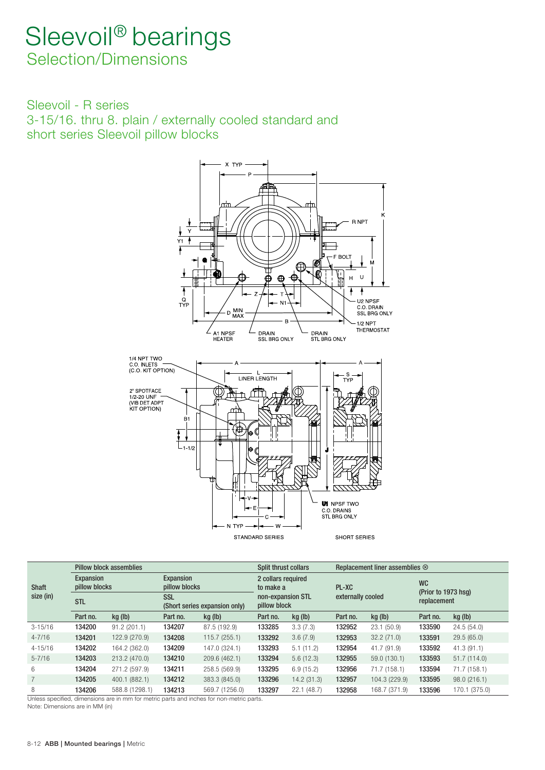# Sleevoil® bearings

## Selection/Dimensions

### Sleevoil - R series

### 3-15/16. thru 8. plain / externally cooled standard and short series Sleevoil pillow blocks

| Shaft size (in) | Pillow block assemblies | | | | Split thrust collars | | Replacement liner assemblies ⊗ | | | |
|---|---|---|---|---|---|---|---|---|---|---|
| | Expansion pillow blocks | | Expansion pillow blocks | | 2 collars required to make a | | PL-XC | | WC (Prior to 1973 hsg) replacement | |
| | STL | | SSL (Short series expansion only) | | non-expansion STL pillow block | | externally cooled | | | |
| | Part no. | kg (lb) | Part no. | kg (lb) | Part no. | kg (lb) | Part no. | kg (lb) | Part no. | kg (lb) |
| 3-15/16 | 134200 | 91.2 (201.1) | 134207 | 87.5 (192.9) | 133285 | 3.3 (7.3) | 132952 | 23.1 (50.9) | 133590 | 24.5 (54.0) |
| 4-7/16 | 134201 | 122.9 (270.9) | 134208 | 115.7 (255.1) | 133292 | 3.6 (7.9) | 132953 | 32.2 (71.0) | 133591 | 29.5 (65.0) |
| 4-15/16 | 134202 | 164.2 (362.0) | 134209 | 147.0 (324.1) | 133293 | 5.1 (11.2) | 132954 | 41.7 (91.9) | 133592 | 41.3 (91.1) |
| 5-7/16 | 134203 | 213.2 (470.0) | 134210 | 209.6 (462.1) | 133294 | 5.6 (12.3) | 132955 | 59.0 (130.1) | 133593 | 51.7 (114.0) |
| 6 | 134204 | 271.2 (597.9) | 134211 | 258.5 (569.9) | 133295 | 6.9 (15.2) | 132956 | 71.7 (158.1) | 133594 | 71.7 (158.1) |
| 7 | 134205 | 400.1 (882.1) | 134212 | 383.3 (845.0) | 133296 | 14.2 (31.3) | 132957 | 104.3 (229.9) | 133595 | 98.0 (216.1) |
| 8 | 134206 | 588.8 (1298.1) | 134213 | 569.7 (1256.0) | 133297 | 22.1 (48.7) | 132958 | 168.7 (371.9) | 133596 | 170.1 (375.0) |

Unless specified, dimensions are in mm for metric parts and inches for non-metric parts.

Note: Dimensions are in MM (in)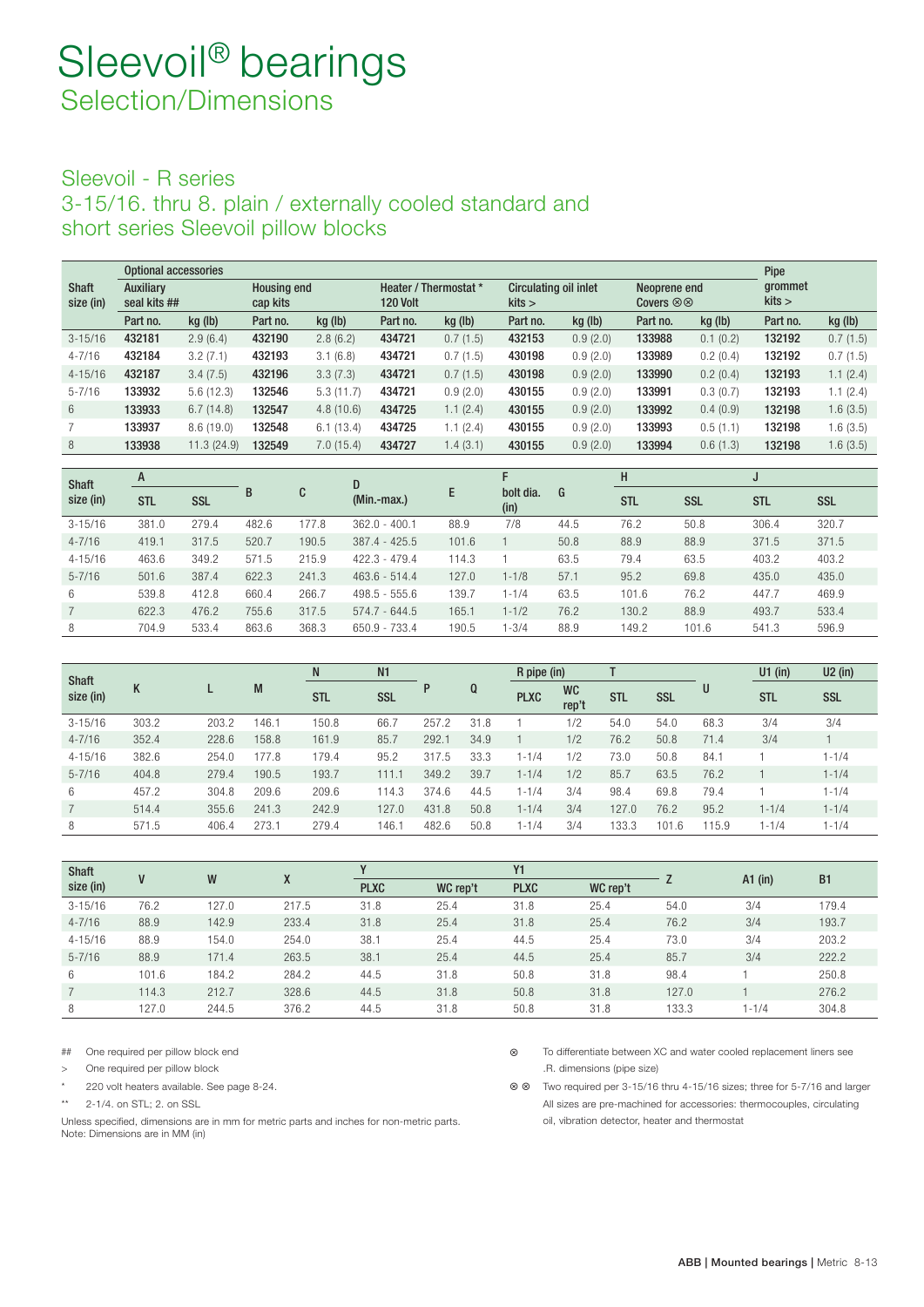# Sleevoil® bearings

## Selection/Dimensions

### Sleevoil - R series

### 3-15/16. thru 8. plain / externally cooled standard and short series Sleevoil pillow blocks

| Shaft size (in) | Optional accessories | | | | | | | | | | Pipe grommet kits > | |
|---|---|---|---|---|---|---|---|---|---|---|---|---|
| | Auxiliary seal kits ## | | Housing end cap kits | | Heater / Thermostat * 120 Volt | | Circulating oil inlet kits > | | Neoprene end Covers ⊗⊗ | | | |
| | Part no. | kg (lb) | Part no. | kg (lb) | Part no. | kg (lb) | Part no. | kg (lb) | Part no. | kg (lb) | Part no. | kg (lb) |
| 3-15/16 | **432181** | 2.9 (6.4) | **432190** | 2.8 (6.2) | **434721** | 0.7 (1.5) | **432153** | 0.9 (2.0) | **133988** | 0.1 (0.2) | **132192** | 0.7 (1.5) |
| 4-7/16 | **432184** | 3.2 (7.1) | **432193** | 3.1 (6.8) | **434721** | 0.7 (1.5) | **430198** | 0.9 (2.0) | **133989** | 0.2 (0.4) | **132192** | 0.7 (1.5) |
| 4-15/16 | **432187** | 3.4 (7.5) | **432196** | 3.3 (7.3) | **434721** | 0.7 (1.5) | **430198** | 0.9 (2.0) | **133990** | 0.2 (0.4) | **132193** | 1.1 (2.4) |
| 5-7/16 | **133932** | 5.6 (12.3) | **132546** | 5.3 (11.7) | **434721** | 0.9 (2.0) | **430155** | 0.9 (2.0) | **133991** | 0.3 (0.7) | **132193** | 1.1 (2.4) |
| 6 | **133933** | 6.7 (14.8) | **132547** | 4.8 (10.6) | **434725** | 1.1 (2.4) | **430155** | 0.9 (2.0) | **133992** | 0.4 (0.9) | **132198** | 1.6 (3.5) |
| 7 | **133937** | 8.6 (19.0) | **132548** | 6.1 (13.4) | **434725** | 1.1 (2.4) | **430155** | 0.9 (2.0) | **133993** | 0.5 (1.1) | **132198** | 1.6 (3.5) |
| 8 | **133938** | 11.3 (24.9) | **132549** | 7.0 (15.4) | **434727** | 1.4 (3.1) | **430155** | 0.9 (2.0) | **133994** | 0.6 (1.3) | **132198** | 1.6 (3.5) |

| Shaft size (in) | A | | B | C | D | E | F | G | H | | J | |
|---|---|---|---|---|---|---|---|---|---|---|---|---|
| | STL | SSL | | | (Min.-max.) | | bolt dia. (in) | | STL | SSL | STL | SSL |
| 3-15/16 | 381.0 | 279.4 | 482.6 | 177.8 | 362.0 - 400.1 | 88.9 | 7/8 | 44.5 | 76.2 | 50.8 | 306.4 | 320.7 |
| 4-7/16 | 419.1 | 317.5 | 520.7 | 190.5 | 387.4 - 425.5 | 101.6 | 1 | 50.8 | 88.9 | 88.9 | 371.5 | 371.5 |
| 4-15/16 | 463.6 | 349.2 | 571.5 | 215.9 | 422.3 - 479.4 | 114.3 | 1 | 63.5 | 79.4 | 63.5 | 403.2 | 403.2 |
| 5-7/16 | 501.6 | 387.4 | 622.3 | 241.3 | 463.6 - 514.4 | 127.0 | 1-1/8 | 57.1 | 95.2 | 69.8 | 435.0 | 435.0 |
| 6 | 539.8 | 412.8 | 660.4 | 266.7 | 498.5 - 555.6 | 139.7 | 1-1/4 | 63.5 | 101.6 | 76.2 | 447.7 | 469.9 |
| 7 | 622.3 | 476.2 | 755.6 | 317.5 | 574.7 - 644.5 | 165.1 | 1-1/2 | 76.2 | 130.2 | 88.9 | 493.7 | 533.4 |
| 8 | 704.9 | 533.4 | 863.6 | 368.3 | 650.9 - 733.4 | 190.5 | 1-3/4 | 88.9 | 149.2 | 101.6 | 541.3 | 596.9 |

| Shaft size (in) | K | L | M | N | N1 | P | Q | R pipe (in) | | T | | U | U1 (in) | U2 (in) |
|---|---|---|---|---|---|---|---|---|---|---|---|---|---|---|
| | | | | STL | SSL | | | PLXC | WC rep't | STL | SSL | | STL | SSL |
| 3-15/16 | 303.2 | 203.2 | 146.1 | 150.8 | 66.7 | 257.2 | 31.8 | 1 | 1/2 | 54.0 | 54.0 | 68.3 | 3/4 | 3/4 |
| 4-7/16 | 352.4 | 228.6 | 158.8 | 161.9 | 85.7 | 292.1 | 34.9 | 1 | 1/2 | 76.2 | 50.8 | 71.4 | 3/4 | 1 |
| 4-15/16 | 382.6 | 254.0 | 177.8 | 179.4 | 95.2 | 317.5 | 33.3 | 1-1/4 | 1/2 | 73.0 | 50.8 | 84.1 | 1 | 1-1/4 |
| 5-7/16 | 404.8 | 279.4 | 190.5 | 193.7 | 111.1 | 349.2 | 39.7 | 1-1/4 | 1/2 | 85.7 | 63.5 | 76.2 | 1 | 1-1/4 |
| 6 | 457.2 | 304.8 | 209.6 | 209.6 | 114.3 | 374.6 | 44.5 | 1-1/4 | 3/4 | 98.4 | 69.8 | 79.4 | 1 | 1-1/4 |
| 7 | 514.4 | 355.6 | 241.3 | 242.9 | 127.0 | 431.8 | 50.8 | 1-1/4 | 3/4 | 127.0 | 76.2 | 95.2 | 1-1/4 | 1-1/4 |
| 8 | 571.5 | 406.4 | 273.1 | 279.4 | 146.1 | 482.6 | 50.8 | 1-1/4 | 3/4 | 133.3 | 101.6 | 115.9 | 1-1/4 | 1-1/4 |

| Shaft size (in) | V | W | X | Y | | Y1 | | Z | A1 (in) | B1 |
|---|---|---|---|---|---|---|---|---|---|---|
| | | | | PLXC | WC rep't | PLXC | WC rep't | | | |
| 3-15/16 | 76.2 | 127.0 | 217.5 | 31.8 | 25.4 | 31.8 | 25.4 | 54.0 | 3/4 | 179.4 |
| 4-7/16 | 88.9 | 142.9 | 233.4 | 31.8 | 25.4 | 31.8 | 25.4 | 76.2 | 3/4 | 193.7 |
| 4-15/16 | 88.9 | 154.0 | 254.0 | 38.1 | 25.4 | 44.5 | 25.4 | 73.0 | 3/4 | 203.2 |
| 5-7/16 | 88.9 | 171.4 | 263.5 | 38.1 | 25.4 | 44.5 | 25.4 | 85.7 | 3/4 | 222.2 |
| 6 | 101.6 | 184.2 | 284.2 | 44.5 | 31.8 | 50.8 | 31.8 | 98.4 | 1 | 250.8 |
| 7 | 114.3 | 212.7 | 328.6 | 44.5 | 31.8 | 50.8 | 31.8 | 127.0 | 1 | 276.2 |
| 8 | 127.0 | 244.5 | 376.2 | 44.5 | 31.8 | 50.8 | 31.8 | 133.3 | 1-1/4 | 304.8 |

\## One required per pillow block end

\> One required per pillow block

\* 220 volt heaters available. See page 8-24.

\** 2-1/4. on STL; 2. on SSL

Unless specified, dimensions are in mm for metric parts and inches for non-metric parts.
Note: Dimensions are in MM (in)

⊗ To differentiate between XC and water cooled replacement liners see .R. dimensions (pipe size)

⊗⊗ Two required per 3-15/16 thru 4-15/16 sizes; three for 5-7/16 and larger
All sizes are pre-machined for accessories: thermocouples, circulating oil, vibration detector, heater and thermostat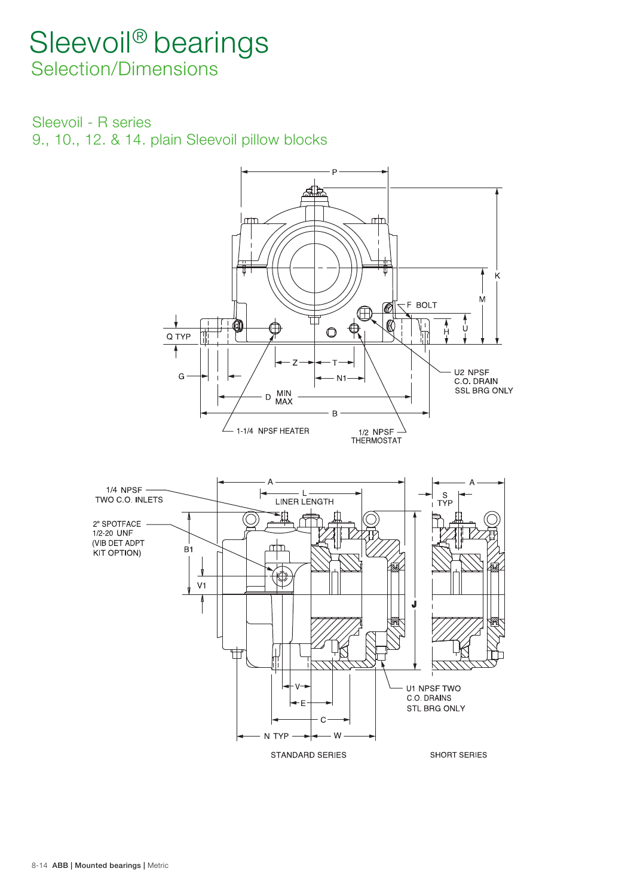# Sleevoil® bearings

## Selection/Dimensions

### Sleevoil - R series

### 9., 10., 12. & 14. plain Sleevoil pillow blocks

P

K

M

F BOLT

U

H

Q TYP

Z

T

N1

U2 NPSF
C.O. DRAIN
SSL BRG ONLY

G

D MIN MAX

B

1-1/4 NPSF HEATER

1/2 NPSF THERMOSTAT

1/4 NPSF
TWO C.O. INLETS

A

L
LINER LENGTH

A

S
TYP

2" SPOTFACE
1/2-20 UNF
(VIB DET ADPT
KIT OPTION)

B1

V1

J

V

E

C

U1 NPSF TWO
C.O. DRAINS
STL BRG ONLY

N TYP

W

STANDARD SERIES

SHORT SERIES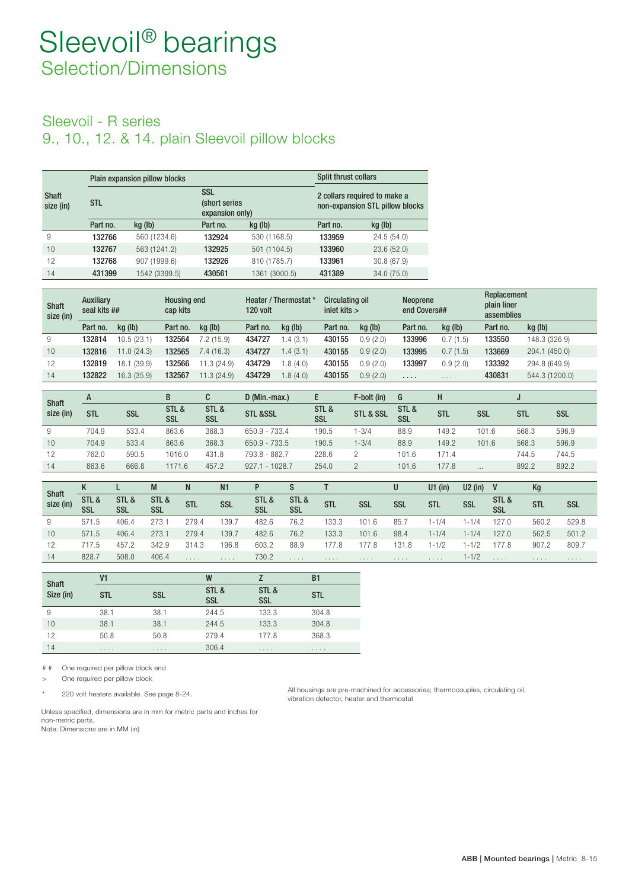# Sleevoil® bearings
## Selection/Dimensions

### Sleevoil - R series
### 9., 10., 12. & 14. plain Sleevoil pillow blocks

| Shaft size (in) | Plain expansion pillow blocks | | | | Split thrust collars | |
|---|---|---|---|---|---|---|
| | STL | | SSL (short series expansion only) | | 2 collars required to make a non-expansion STL pillow blocks | |
| | Part no. | kg (lb) | Part no. | kg (lb) | Part no. | kg (lb) |
| 9 | **132766** | 560 (1234.6) | **132924** | 530 (1168.5) | **133959** | 24.5 (54.0) |
| 10 | **132767** | 563 (1241.2) | **132925** | 501 (1104.5) | **133960** | 23.6 (52.0) |
| 12 | **132768** | 907 (1999.6) | **132926** | 810 (1785.7) | **133961** | 30.8 (67.9) |
| 14 | **431399** | 1542 (3399.5) | **430561** | 1361 (3000.5) | **431389** | 34.0 (75.0) |

| Shaft size (in) | Auxiliary seal kits ## | | Housing end cap kits | | Heater / Thermostat * 120 volt | | Circulating oil inlet kits > | | Neoprene end Covers## | | Replacement plain liner assemblies | |
|---|---|---|---|---|---|---|---|---|---|---|---|---|
| | Part no. | kg (lb) | Part no. | kg (lb) | Part no. | kg (lb) | Part no. | kg (lb) | Part no. | kg (lb) | Part no. | kg (lb) |
| 9 | **132814** | 10.5 (23.1) | **132564** | 7.2 (15.9) | **434727** | 1.4 (3.1) | **430155** | 0.9 (2.0) | **133996** | 0.7 (1.5) | **133550** | 148.3 (326.9) |
| 10 | **132816** | 11.0 (24.3) | **132565** | 7.4 (16.3) | **434727** | 1.4 (3.1) | **430155** | 0.9 (2.0) | **133995** | 0.7 (1.5) | **133669** | 204.1 (450.0) |
| 12 | **132819** | 18.1 (39.9) | **132566** | 11.3 (24.9) | **434729** | 1.8 (4.0) | **430155** | 0.9 (2.0) | **133997** | 0.9 (2.0) | **133392** | 294.8 (649.9) |
| 14 | **132822** | 16.3 (35.9) | **132567** | 11.3 (24.9) | **434729** | 1.8 (4.0) | **430155** | 0.9 (2.0) | **. . . .** | . . . . | **430831** | 544.3 (1200.0) |

| Shaft size (in) | A | | B | C | D (Min.-max.) | E | F-bolt (in) | G | H | | J | |
|---|---|---|---|---|---|---|---|---|---|---|---|---|
| | STL | SSL | STL & SSL | STL & SSL | STL &SSL | STL & SSL | STL & SSL | STL & SSL | STL | SSL | STL | SSL |
| 9 | 704.9 | 533.4 | 863.6 | 368.3 | 650.9 - 733.4 | 190.5 | 1-3/4 | 88.9 | 149.2 | 101.6 | 568.3 | 596.9 |
| 10 | 704.9 | 533.4 | 863.6 | 368.3 | 650.9 - 733.5 | 190.5 | 1-3/4 | 88.9 | 149.2 | 101.6 | 568.3 | 596.9 |
| 12 | 762.0 | 590.5 | 1016.0 | 431.8 | 793.8 - 882.7 | 228.6 | 2 | 101.6 | 171.4 | | 744.5 | 744.5 |
| 14 | 863.6 | 666.8 | 1171.6 | 457.2 | 927.1 - 1028.7 | 254.0 | 2 | 101.6 | 177.8 | ... | 892.2 | 892.2 |

| Shaft size (in) | K | L | M | N | N1 | P | S | T | | U | U1 (in) | U2 (in) | V | Kg | |
|---|---|---|---|---|---|---|---|---|---|---|---|---|---|---|---|
| | STL & SSL | STL & SSL | STL & SSL | STL | SSL | STL & SSL | STL & SSL | STL | SSL | SSL | STL | SSL | STL & SSL | STL | SSL |
| 9 | 571.5 | 406.4 | 273.1 | 279.4 | 139.7 | 482.6 | 76.2 | 133.3 | 101.6 | 85.7 | 1-1/4 | 1-1/4 | 127.0 | 560.2 | 529.8 |
| 10 | 571.5 | 406.4 | 273.1 | 279.4 | 139.7 | 482.6 | 76.2 | 133.3 | 101.6 | 98.4 | 1-1/4 | 1-1/4 | 127.0 | 562.5 | 501.2 |
| 12 | 717.5 | 457.2 | 342.9 | 314.3 | 196.8 | 603.2 | 88.9 | 177.8 | 177.8 | 131.8 | 1-1/2 | 1-1/2 | 177.8 | 907.2 | 809.7 |
| 14 | 828.7 | 508.0 | 406.4 | . . . . | . . . . | 730.2 | . . . . | . . . . | . . . . | . . . . | . . . . | 1-1/2 | . . . . | . . . . | . . . . |

| Shaft Size (in) | V1 | | W | Z | B1 |
|---|---|---|---|---|---|
| | STL | SSL | STL & SSL | STL & SSL | STL |
| 9 | 38.1 | 38.1 | 244.5 | 133.3 | 304.8 |
| 10 | 38.1 | 38.1 | 244.5 | 133.3 | 304.8 |
| 12 | 50.8 | 50.8 | 279.4 | 177.8 | 368.3 |
| 14 | . . . . | . . . . | 306.4 | . . . . | . . . . |

## One required per pillow block end

> One required per pillow block

* 220 volt heaters available. See page 8-24.

All housings are pre-machined for accessories; thermocouples, circulating oil, vibration detector, heater and thermostat

Unless specified, dimensions are in mm for metric parts and inches for non-metric parts.
Note: Dimensions are in MM (in)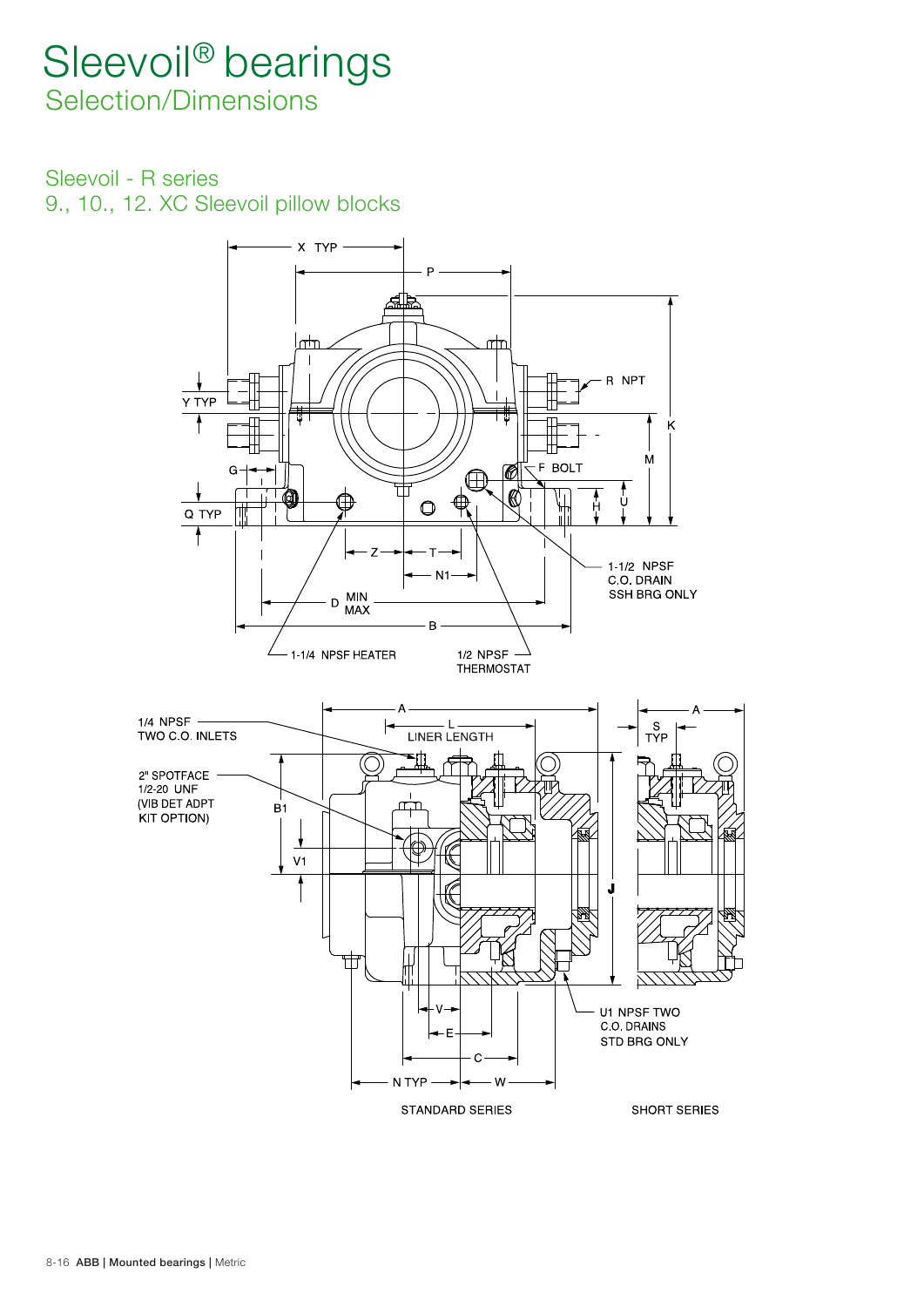# Sleevoil® bearings

## Selection/Dimensions

### Sleevoil - R series

### 9., 10., 12. XC Sleevoil pillow blocks

X TYP

P

R NPT

Y TYP

K

M

G

F BOLT

Q TYP

H

U

Z

T

N1

1-1/2 NPSF C.O. DRAIN SSH BRG ONLY

D MIN MAX

B

1-1/4 NPSF HEATER

1/2 NPSF THERMOSTAT

1/4 NPSF TWO C.O. INLETS

A

L LINER LENGTH

S TYP

A

2" SPOTFACE 1/2-20 UNF (VIB DET ADPT KIT OPTION)

B1

V1

J

V

E

U1 NPSF TWO C.O. DRAINS STD BRG ONLY

C

N TYP

W

STANDARD SERIES

SHORT SERIES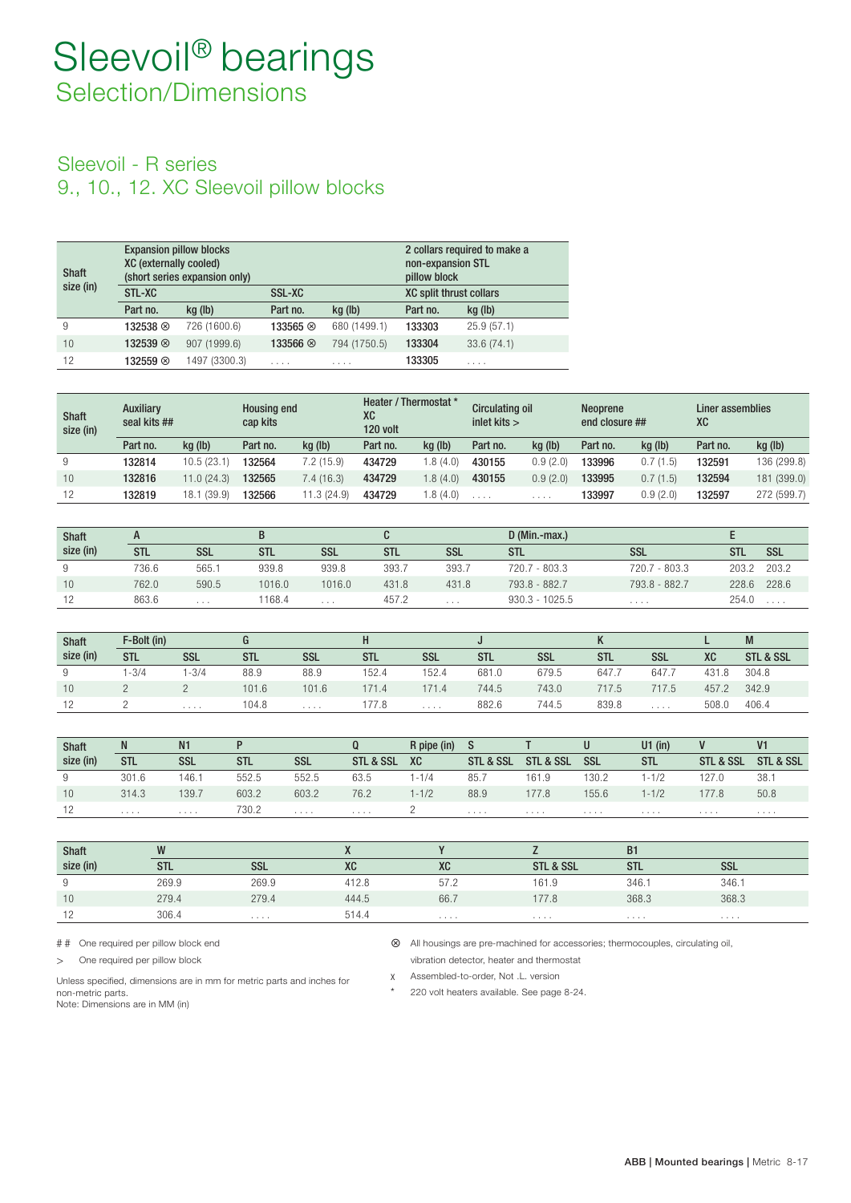# Sleevoil® bearings

## Selection/Dimensions

### Sleevoil - R series
### 9., 10., 12. XC Sleevoil pillow blocks

| Shaft size (in) | Expansion pillow blocks XC (externally cooled) (short series expansion only) | | | | 2 collars required to make a non-expansion STL pillow block | |
|---|---|---|---|---|---|---|
| | STL-XC | | SSL-XC | | XC split thrust collars | |
| | Part no. | kg (lb) | Part no. | kg (lb) | Part no. | kg (lb) |
| 9 | **132538** ⊗ | 726 (1600.6) | **133565** ⊗ | 680 (1499.1) | **133303** | 25.9 (57.1) |
| 10 | **132539** ⊗ | 907 (1999.6) | **133566** ⊗ | 794 (1750.5) | **133304** | 33.6 (74.1) |
| 12 | **132559** ⊗ | 1497 (3300.3) | .... | .... | **133305** | .... |

| Shaft size (in) | Auxiliary seal kits ## | | Housing end cap kits | | Heater / Thermostat * XC 120 volt | | Circulating oil inlet kits > | | Neoprene end closure ## | | Liner assemblies XC | |
|---|---|---|---|---|---|---|---|---|---|---|---|---|
| | Part no. | kg (lb) | Part no. | kg (lb) | Part no. | kg (lb) | Part no. | kg (lb) | Part no. | kg (lb) | Part no. | kg (lb) |
| 9 | **132814** | 10.5 (23.1) | **132564** | 7.2 (15.9) | **434729** | 1.8 (4.0) | **430155** | 0.9 (2.0) | **133996** | 0.7 (1.5) | **132591** | 136 (299.8) |
| 10 | **132816** | 11.0 (24.3) | **132565** | 7.4 (16.3) | **434729** | 1.8 (4.0) | **430155** | 0.9 (2.0) | **133995** | 0.7 (1.5) | **132594** | 181 (399.0) |
| 12 | **132819** | 18.1 (39.9) | **132566** | 11.3 (24.9) | **434729** | 1.8 (4.0) | .... | .... | **133997** | 0.9 (2.0) | **132597** | 272 (599.7) |

| Shaft size (in) | A | | B | | C | | D (Min.-max.) | | E | |
|---|---|---|---|---|---|---|---|---|---|---|
| | STL | SSL | STL | SSL | STL | SSL | STL | SSL | STL | SSL |
| 9 | 736.6 | 565.1 | 939.8 | 939.8 | 393.7 | 393.7 | 720.7 - 803.3 | 720.7 - 803.3 | 203.2 | 203.2 |
| 10 | 762.0 | 590.5 | 1016.0 | 1016.0 | 431.8 | 431.8 | 793.8 - 882.7 | 793.8 - 882.7 | 228.6 | 228.6 |
| 12 | 863.6 | ... | 1168.4 | ... | 457.2 | ... | 930.3 - 1025.5 | .... | 254.0 | .... |

| Shaft size (in) | F-Bolt (in) | | G | | H | | J | | K | | L | M |
|---|---|---|---|---|---|---|---|---|---|---|---|---|
| | STL | SSL | STL | SSL | STL | SSL | STL | SSL | STL | SSL | XC | STL & SSL |
| 9 | 1-3/4 | 1-3/4 | 88.9 | 88.9 | 152.4 | 152.4 | 681.0 | 679.5 | 647.7 | 647.7 | 431.8 | 304.8 |
| 10 | 2 | 2 | 101.6 | 101.6 | 171.4 | 171.4 | 744.5 | 743.0 | 717.5 | 717.5 | 457.2 | 342.9 |
| 12 | 2 | .... | 104.8 | .... | 177.8 | .... | 882.6 | 744.5 | 839.8 | .... | 508.0 | 406.4 |

| Shaft size (in) | N | N1 | P | | Q | R pipe (in) | S | T | U | U1 (in) | V | V1 |
|---|---|---|---|---|---|---|---|---|---|---|---|---|
| | STL | SSL | STL | SSL | STL & SSL | XC | STL & SSL | STL & SSL | SSL | STL | STL & SSL | STL & SSL |
| 9 | 301.6 | 146.1 | 552.5 | 552.5 | 63.5 | 1-1/4 | 85.7 | 161.9 | 130.2 | 1-1/2 | 127.0 | 38.1 |
| 10 | 314.3 | 139.7 | 603.2 | 603.2 | 76.2 | 1-1/2 | 88.9 | 177.8 | 155.6 | 1-1/2 | 177.8 | 50.8 |
| 12 | .... | .... | 730.2 | .... | .... | 2 | .... | .... | .... | .... | .... | .... |

| Shaft size (in) | W | | X | Y | Z | B1 | |
|---|---|---|---|---|---|---|---|
| | STL | SSL | XC | XC | STL & SSL | STL | SSL |
| 9 | 269.9 | 269.9 | 412.8 | 57.2 | 161.9 | 346.1 | 346.1 |
| 10 | 279.4 | 279.4 | 444.5 | 66.7 | 177.8 | 368.3 | 368.3 |
| 12 | 306.4 | .... | 514.4 | .... | .... | .... | .... |

## One required per pillow block end

> One required per pillow block

Unless specified, dimensions are in mm for metric parts and inches for non-metric parts.
Note: Dimensions are in MM (in)

⊗ All housings are pre-machined for accessories; thermocouples, circulating oil, vibration detector, heater and thermostat

χ Assembled-to-order, Not .L. version

* 220 volt heaters available. See page 8-24.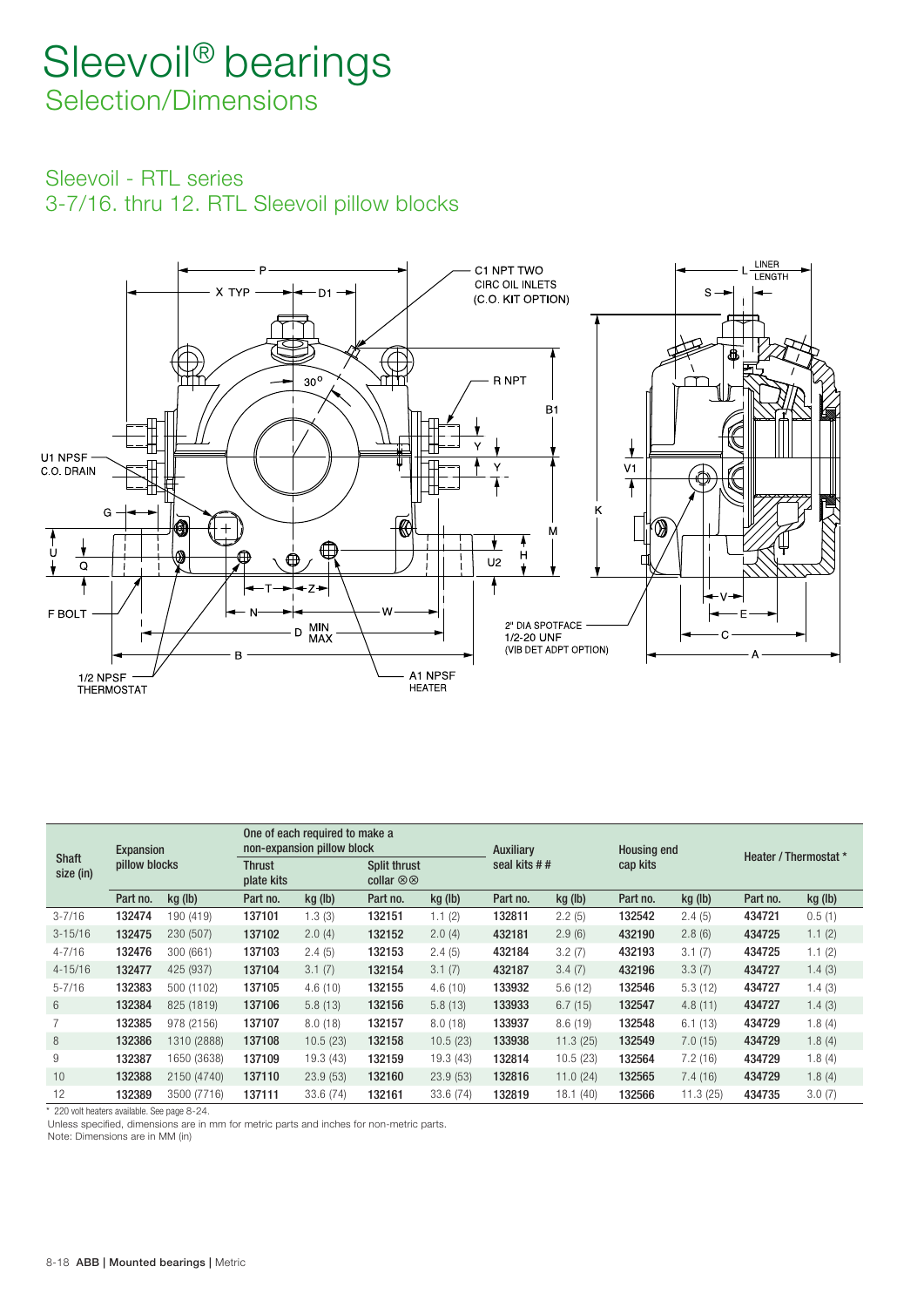# Sleevoil® bearings

## Selection/Dimensions

### Sleevoil - RTL series

### 3-7/16. thru 12. RTL Sleevoil pillow blocks

| Shaft size (in) | Expansion pillow blocks | | One of each required to make a non-expansion pillow block | | | | Auxiliary seal kits # # | | Housing end cap kits | | Heater / Thermostat * | |
|---|---|---|---|---|---|---|---|---|---|---|---|---|
| | | | Thrust plate kits | | Split thrust collar ⊗⊗ | | | | | | | |
| | Part no. | kg (lb) | Part no. | kg (lb) | Part no. | kg (lb) | Part no. | kg (lb) | Part no. | kg (lb) | Part no. | kg (lb) |
| 3-7/16 | 132474 | 190 (419) | 137101 | 1.3 (3) | 132151 | 1.1 (2) | 132811 | 2.2 (5) | 132542 | 2.4 (5) | 434721 | 0.5 (1) |
| 3-15/16 | 132475 | 230 (507) | 137102 | 2.0 (4) | 132152 | 2.0 (4) | 432181 | 2.9 (6) | 432190 | 2.8 (6) | 434725 | 1.1 (2) |
| 4-7/16 | 132476 | 300 (661) | 137103 | 2.4 (5) | 132153 | 2.4 (5) | 432184 | 3.2 (7) | 432193 | 3.1 (7) | 434725 | 1.1 (2) |
| 4-15/16 | 132477 | 425 (937) | 137104 | 3.1 (7) | 132154 | 3.1 (7) | 432187 | 3.4 (7) | 432196 | 3.3 (7) | 434727 | 1.4 (3) |
| 5-7/16 | 132383 | 500 (1102) | 137105 | 4.6 (10) | 132155 | 4.6 (10) | 133932 | 5.6 (12) | 132546 | 5.3 (12) | 434727 | 1.4 (3) |
| 6 | 132384 | 825 (1819) | 137106 | 5.8 (13) | 132156 | 5.8 (13) | 133933 | 6.7 (15) | 132547 | 4.8 (11) | 434727 | 1.4 (3) |
| 7 | 132385 | 978 (2156) | 137107 | 8.0 (18) | 132157 | 8.0 (18) | 133937 | 8.6 (19) | 132548 | 6.1 (13) | 434729 | 1.8 (4) |
| 8 | 132386 | 1310 (2888) | 137108 | 10.5 (23) | 132158 | 10.5 (23) | 133938 | 11.3 (25) | 132549 | 7.0 (15) | 434729 | 1.8 (4) |
| 9 | 132387 | 1650 (3638) | 137109 | 19.3 (43) | 132159 | 19.3 (43) | 132814 | 10.5 (23) | 132564 | 7.2 (16) | 434729 | 1.8 (4) |
| 10 | 132388 | 2150 (4740) | 137110 | 23.9 (53) | 132160 | 23.9 (53) | 132816 | 11.0 (24) | 132565 | 7.4 (16) | 434729 | 1.8 (4) |
| 12 | 132389 | 3500 (7716) | 137111 | 33.6 (74) | 132161 | 33.6 (74) | 132819 | 18.1 (40) | 132566 | 11.3 (25) | 434735 | 3.0 (7) |

\* 220 volt heaters available. See page 8-24.

Unless specified, dimensions are in mm for metric parts and inches for non-metric parts.

Note: Dimensions are in MM (in)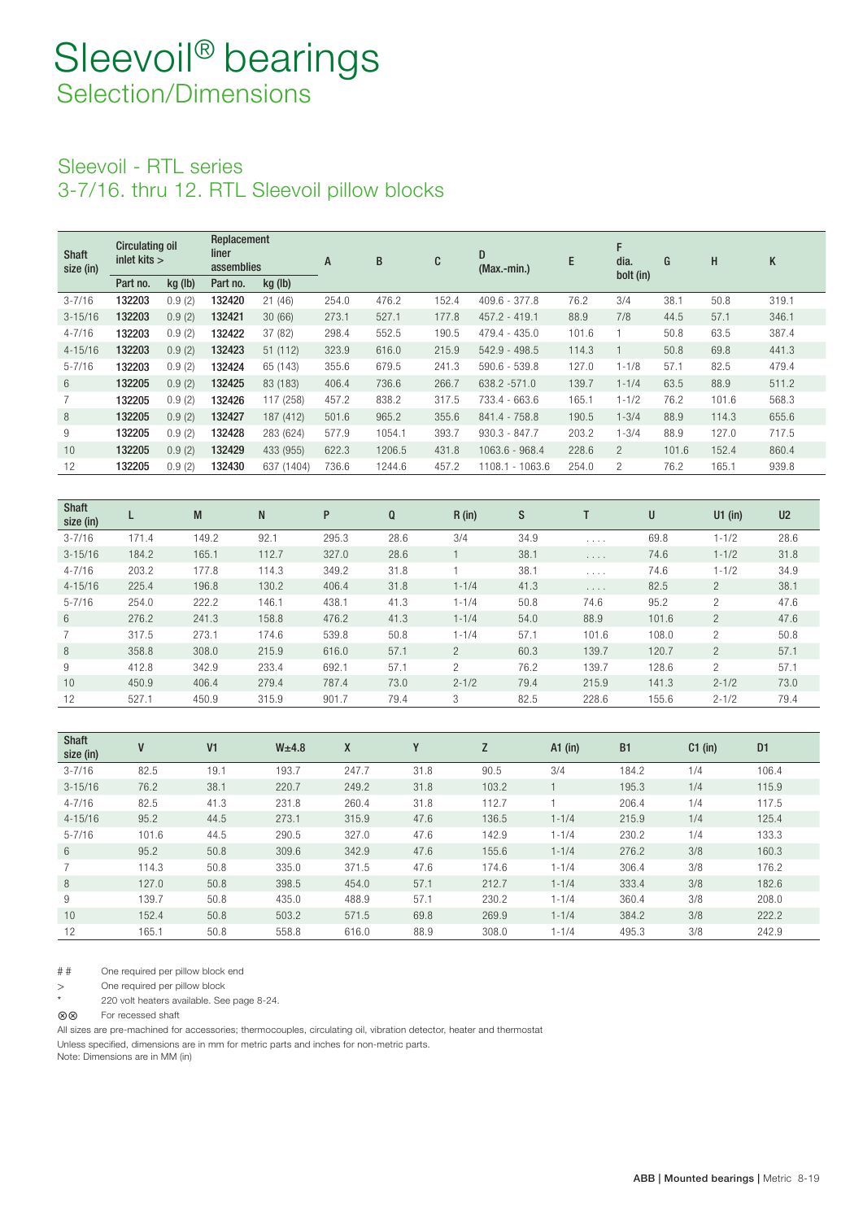# Sleevoil® bearings

## Selection/Dimensions

### Sleevoil - RTL series

### 3-7/16. thru 12. RTL Sleevoil pillow blocks

| Shaft size (in) | Circulating oil inlet kits > | | Replacement liner assemblies | | A | B | C | D (Max.-min.) | E | F dia. bolt (in) | G | H | K |
|---|---|---|---|---|---|---|---|---|---|---|---|---|---|
| | Part no. | kg (lb) | Part no. | kg (lb) | | | | | | | | | |
| 3-7/16 | **132203** | 0.9 (2) | **132420** | 21 (46) | 254.0 | 476.2 | 152.4 | 409.6 - 377.8 | 76.2 | 3/4 | 38.1 | 50.8 | 319.1 |
| 3-15/16 | **132203** | 0.9 (2) | **132421** | 30 (66) | 273.1 | 527.1 | 177.8 | 457.2 - 419.1 | 88.9 | 7/8 | 44.5 | 57.1 | 346.1 |
| 4-7/16 | **132203** | 0.9 (2) | **132422** | 37 (82) | 298.4 | 552.5 | 190.5 | 479.4 - 435.0 | 101.6 | 1 | 50.8 | 63.5 | 387.4 |
| 4-15/16 | **132203** | 0.9 (2) | **132423** | 51 (112) | 323.9 | 616.0 | 215.9 | 542.9 - 498.5 | 114.3 | 1 | 50.8 | 69.8 | 441.3 |
| 5-7/16 | **132203** | 0.9 (2) | **132424** | 65 (143) | 355.6 | 679.5 | 241.3 | 590.6 - 539.8 | 127.0 | 1-1/8 | 57.1 | 82.5 | 479.4 |
| 6 | **132205** | 0.9 (2) | **132425** | 83 (183) | 406.4 | 736.6 | 266.7 | 638.2 -571.0 | 139.7 | 1-1/4 | 63.5 | 88.9 | 511.2 |
| 7 | **132205** | 0.9 (2) | **132426** | 117 (258) | 457.2 | 838.2 | 317.5 | 733.4 - 663.6 | 165.1 | 1-1/2 | 76.2 | 101.6 | 568.3 |
| 8 | **132205** | 0.9 (2) | **132427** | 187 (412) | 501.6 | 965.2 | 355.6 | 841.4 - 758.8 | 190.5 | 1-3/4 | 88.9 | 114.3 | 655.6 |
| 9 | **132205** | 0.9 (2) | **132428** | 283 (624) | 577.9 | 1054.1 | 393.7 | 930.3 - 847.7 | 203.2 | 1-3/4 | 88.9 | 127.0 | 717.5 |
| 10 | **132205** | 0.9 (2) | **132429** | 433 (955) | 622.3 | 1206.5 | 431.8 | 1063.6 - 968.4 | 228.6 | 2 | 101.6 | 152.4 | 860.4 |
| 12 | **132205** | 0.9 (2) | **132430** | 637 (1404) | 736.6 | 1244.6 | 457.2 | 1108.1 - 1063.6 | 254.0 | 2 | 76.2 | 165.1 | 939.8 |

| Shaft size (in) | L | M | N | P | Q | R (in) | S | T | U | U1 (in) | U2 |
|---|---|---|---|---|---|---|---|---|---|---|---|
| 3-7/16 | 171.4 | 149.2 | 92.1 | 295.3 | 28.6 | 3/4 | 34.9 | .... | 69.8 | 1-1/2 | 28.6 |
| 3-15/16 | 184.2 | 165.1 | 112.7 | 327.0 | 28.6 | 1 | 38.1 | .... | 74.6 | 1-1/2 | 31.8 |
| 4-7/16 | 203.2 | 177.8 | 114.3 | 349.2 | 31.8 | 1 | 38.1 | .... | 74.6 | 1-1/2 | 34.9 |
| 4-15/16 | 225.4 | 196.8 | 130.2 | 406.4 | 31.8 | 1-1/4 | 41.3 | .... | 82.5 | 2 | 38.1 |
| 5-7/16 | 254.0 | 222.2 | 146.1 | 438.1 | 41.3 | 1-1/4 | 50.8 | 74.6 | 95.2 | 2 | 47.6 |
| 6 | 276.2 | 241.3 | 158.8 | 476.2 | 41.3 | 1-1/4 | 54.0 | 88.9 | 101.6 | 2 | 47.6 |
| 7 | 317.5 | 273.1 | 174.6 | 539.8 | 50.8 | 1-1/4 | 57.1 | 101.6 | 108.0 | 2 | 50.8 |
| 8 | 358.8 | 308.0 | 215.9 | 616.0 | 57.1 | 2 | 60.3 | 139.7 | 120.7 | 2 | 57.1 |
| 9 | 412.8 | 342.9 | 233.4 | 692.1 | 57.1 | 2 | 76.2 | 139.7 | 128.6 | 2 | 57.1 |
| 10 | 450.9 | 406.4 | 279.4 | 787.4 | 73.0 | 2-1/2 | 79.4 | 215.9 | 141.3 | 2-1/2 | 73.0 |
| 12 | 527.1 | 450.9 | 315.9 | 901.7 | 79.4 | 3 | 82.5 | 228.6 | 155.6 | 2-1/2 | 79.4 |

| Shaft size (in) | V | V1 | W±4.8 | X | Y | Z | A1 (in) | B1 | C1 (in) | D1 |
|---|---|---|---|---|---|---|---|---|---|---|
| 3-7/16 | 82.5 | 19.1 | 193.7 | 247.7 | 31.8 | 90.5 | 3/4 | 184.2 | 1/4 | 106.4 |
| 3-15/16 | 76.2 | 38.1 | 220.7 | 249.2 | 31.8 | 103.2 | 1 | 195.3 | 1/4 | 115.9 |
| 4-7/16 | 82.5 | 41.3 | 231.8 | 260.4 | 31.8 | 112.7 | 1 | 206.4 | 1/4 | 117.5 |
| 4-15/16 | 95.2 | 44.5 | 273.1 | 315.9 | 47.6 | 136.5 | 1-1/4 | 215.9 | 1/4 | 125.4 |
| 5-7/16 | 101.6 | 44.5 | 290.5 | 327.0 | 47.6 | 142.9 | 1-1/4 | 230.2 | 1/4 | 133.3 |
| 6 | 95.2 | 50.8 | 309.6 | 342.9 | 47.6 | 155.6 | 1-1/4 | 276.2 | 3/8 | 160.3 |
| 7 | 114.3 | 50.8 | 335.0 | 371.5 | 47.6 | 174.6 | 1-1/4 | 306.4 | 3/8 | 176.2 |
| 8 | 127.0 | 50.8 | 398.5 | 454.0 | 57.1 | 212.7 | 1-1/4 | 333.4 | 3/8 | 182.6 |
| 9 | 139.7 | 50.8 | 435.0 | 488.9 | 57.1 | 230.2 | 1-1/4 | 360.4 | 3/8 | 208.0 |
| 10 | 152.4 | 50.8 | 503.2 | 571.5 | 69.8 | 269.9 | 1-1/4 | 384.2 | 3/8 | 222.2 |
| 12 | 165.1 | 50.8 | 558.8 | 616.0 | 88.9 | 308.0 | 1-1/4 | 495.3 | 3/8 | 242.9 |

\# # One required per pillow block end

\> One required per pillow block

\* 220 volt heaters available. See page 8-24.

⊗⊗ For recessed shaft

All sizes are pre-machined for accessories; thermocouples, circulating oil, vibration detector, heater and thermostat

Unless specified, dimensions are in mm for metric parts and inches for non-metric parts.

Note: Dimensions are in MM (in)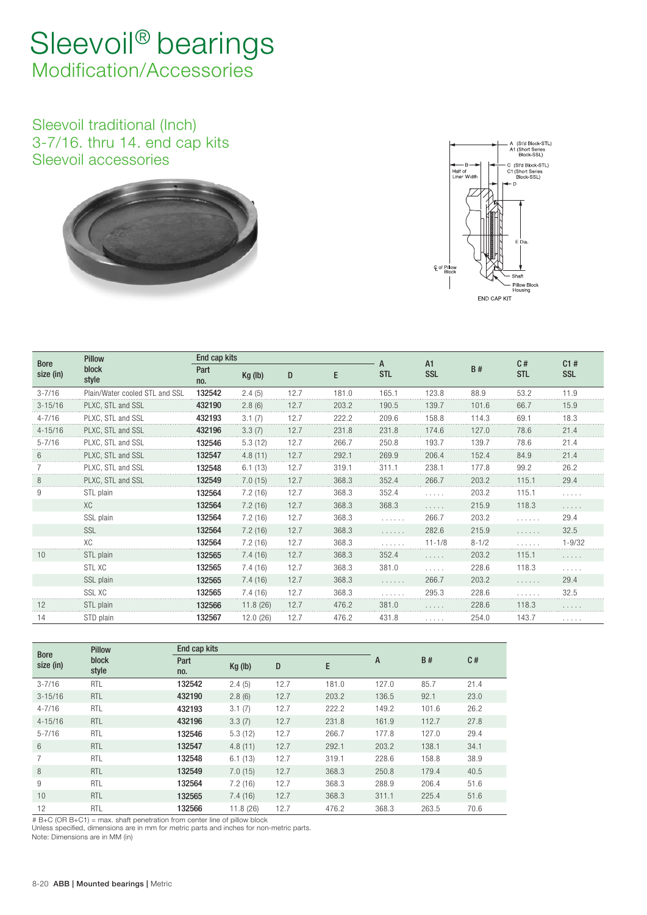# Sleevoil® bearings

## Modification/Accessories

### Sleevoil traditional (Inch)
### 3-7/16. thru 14. end cap kits
### Sleevoil accessories

A (St'd Block-STL)
A1 (Short Series Block-SSL)
B
Half of Liner Width
C (St'd Block-STL)
C1 (Short Series Block-SSL)
D
E Dia.
℄ of Pillow Block
Shaft
Pillow Block Housing
END CAP KIT

| Bore size (in) | Pillow block style | End cap kits | | | | A STL | A1 SSL | B # | C # STL | C1 # SSL |
|---|---|---|---|---|---|---|---|---|---|---|
| | | Part no. | Kg (lb) | D | E | | | | | |
| 3-7/16 | Plain/Water cooled STL and SSL | **132542** | 2.4 (5) | 12.7 | 181.0 | 165.1 | 123.8 | 88.9 | 53.2 | 11.9 |
| 3-15/16 | PLXC, STL and SSL | **432190** | 2.8 (6) | 12.7 | 203.2 | 190.5 | 139.7 | 101.6 | 66.7 | 15.9 |
| 4-7/16 | PLXC, STL and SSL | **432193** | 3.1 (7) | 12.7 | 222.2 | 209.6 | 158.8 | 114.3 | 69.1 | 18.3 |
| 4-15/16 | PLXC, STL and SSL | **432196** | 3.3 (7) | 12.7 | 231.8 | 231.8 | 174.6 | 127.0 | 78.6 | 21.4 |
| 5-7/16 | PLXC, STL and SSL | **132546** | 5.3 (12) | 12.7 | 266.7 | 250.8 | 193.7 | 139.7 | 78.6 | 21.4 |
| 6 | PLXC, STL and SSL | **132547** | 4.8 (11) | 12.7 | 292.1 | 269.9 | 206.4 | 152.4 | 84.9 | 21.4 |
| 7 | PLXC, STL and SSL | **132548** | 6.1 (13) | 12.7 | 319.1 | 311.1 | 238.1 | 177.8 | 99.2 | 26.2 |
| 8 | PLXC, STL and SSL | **132549** | 7.0 (15) | 12.7 | 368.3 | 352.4 | 266.7 | 203.2 | 115.1 | 29.4 |
| 9 | STL plain | **132564** | 7.2 (16) | 12.7 | 368.3 | 352.4 | ..... | 203.2 | 115.1 | ..... |
| | XC | **132564** | 7.2 (16) | 12.7 | 368.3 | 368.3 | ..... | 215.9 | 118.3 | ..... |
| | SSL plain | **132564** | 7.2 (16) | 12.7 | 368.3 | ...... | 266.7 | 203.2 | ...... | 29.4 |
| | SSL | **132564** | 7.2 (16) | 12.7 | 368.3 | ...... | 282.6 | 215.9 | ...... | 32.5 |
| | XC | **132564** | 7.2 (16) | 12.7 | 368.3 | ...... | 11-1/8 | 8-1/2 | ...... | 1-9/32 |
| 10 | STL plain | **132565** | 7.4 (16) | 12.7 | 368.3 | 352.4 | ..... | 203.2 | 115.1 | ..... |
| | STL XC | **132565** | 7.4 (16) | 12.7 | 368.3 | 381.0 | ..... | 228.6 | 118.3 | ..... |
| | SSL plain | **132565** | 7.4 (16) | 12.7 | 368.3 | ...... | 266.7 | 203.2 | ...... | 29.4 |
| | SSL XC | **132565** | 7.4 (16) | 12.7 | 368.3 | ...... | 295.3 | 228.6 | ...... | 32.5 |
| 12 | STL plain | **132566** | 11.8 (26) | 12.7 | 476.2 | 381.0 | ..... | 228.6 | 118.3 | ..... |
| 14 | STD plain | **132567** | 12.0 (26) | 12.7 | 476.2 | 431.8 | ..... | 254.0 | 143.7 | ..... |

| Bore size (in) | Pillow block style | End cap kits | | | | A | B # | C # |
|---|---|---|---|---|---|---|---|---|
| | | Part no. | Kg (lb) | D | E | | | |
| 3-7/16 | RTL | **132542** | 2.4 (5) | 12.7 | 181.0 | 127.0 | 85.7 | 21.4 |
| 3-15/16 | RTL | **432190** | 2.8 (6) | 12.7 | 203.2 | 136.5 | 92.1 | 23.0 |
| 4-7/16 | RTL | **432193** | 3.1 (7) | 12.7 | 222.2 | 149.2 | 101.6 | 26.2 |
| 4-15/16 | RTL | **432196** | 3.3 (7) | 12.7 | 231.8 | 161.9 | 112.7 | 27.8 |
| 5-7/16 | RTL | **132546** | 5.3 (12) | 12.7 | 266.7 | 177.8 | 127.0 | 29.4 |
| 6 | RTL | **132547** | 4.8 (11) | 12.7 | 292.1 | 203.2 | 138.1 | 34.1 |
| 7 | RTL | **132548** | 6.1 (13) | 12.7 | 319.1 | 228.6 | 158.8 | 38.9 |
| 8 | RTL | **132549** | 7.0 (15) | 12.7 | 368.3 | 250.8 | 179.4 | 40.5 |
| 9 | RTL | **132564** | 7.2 (16) | 12.7 | 368.3 | 288.9 | 206.4 | 51.6 |
| 10 | RTL | **132565** | 7.4 (16) | 12.7 | 368.3 | 311.1 | 225.4 | 51.6 |
| 12 | RTL | **132566** | 11.8 (26) | 12.7 | 476.2 | 368.3 | 263.5 | 70.6 |

\# B+C (OR B+C1) = max. shaft penetration from center line of pillow block
Unless specified, dimensions are in mm for metric parts and inches for non-metric parts.
Note: Dimensions are in MM (in)